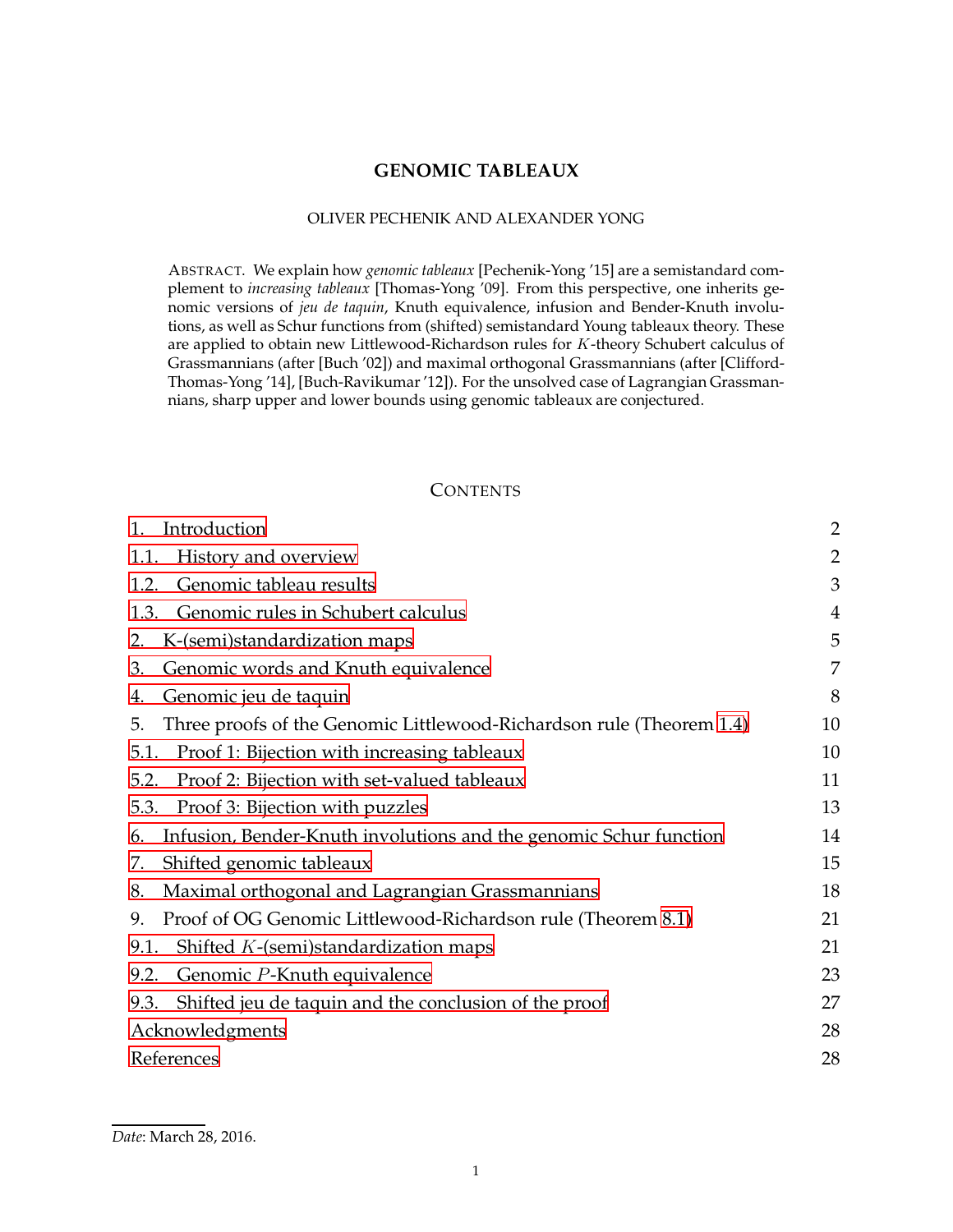# GENOMIC TABLEAUX

OLIVER PECHENIK AND ALEXANDER YONG

ABSTRACT. We explain how *genomic tableaux* [Pechenik-Yong '15] are a semistandard complement to *increasing tableaux* [Thomas-Yong '09]. From this perspective, one inherits genomic versions of *jeu de taquin*, Knuth equivalence, infusion and Bender-Knuth involutions, as well as Schur functions from (shifted) semistandard Young tableaux theory. These are applied to obtain new Littlewood-Richardson rules for $K$-theory Schubert calculus of Grassmannians (after [Buch '02]) and maximal orthogonal Grassmannians (after [Clifford-Thomas-Yong '14], [Buch-Ravikumar '12]). For the unsolved case of Lagrangian Grassmannians, sharp upper and lower bounds using genomic tableaux are conjectured.

## CONTENTS

| | |
|---|---|
| 1. Introduction | 2 |
| 1.1. History and overview | 2 |
| 1.2. Genomic tableau results | 3 |
| 1.3. Genomic rules in Schubert calculus | 4 |
| 2. K-(semi)standardization maps | 5 |
| 3. Genomic words and Knuth equivalence | 7 |
| 4. Genomic jeu de taquin | 8 |
| 5. Three proofs of the Genomic Littlewood-Richardson rule (Theorem 1.4) | 10 |
| 5.1. Proof 1: Bijection with increasing tableaux | 10 |
| 5.2. Proof 2: Bijection with set-valued tableaux | 11 |
| 5.3. Proof 3: Bijection with puzzles | 13 |
| 6. Infusion, Bender-Knuth involutions and the genomic Schur function | 14 |
| 7. Shifted genomic tableaux | 15 |
| 8. Maximal orthogonal and Lagrangian Grassmannians | 18 |
| 9. Proof of OG Genomic Littlewood-Richardson rule (Theorem 8.1) | 21 |
| 9.1. Shifted $K$-(semi)standardization maps | 21 |
| 9.2. Genomic $P$-Knuth equivalence | 23 |
| 9.3. Shifted jeu de taquin and the conclusion of the proof | 27 |
| Acknowledgments | 28 |
| References | 28 |

*Date*: March 28, 2016.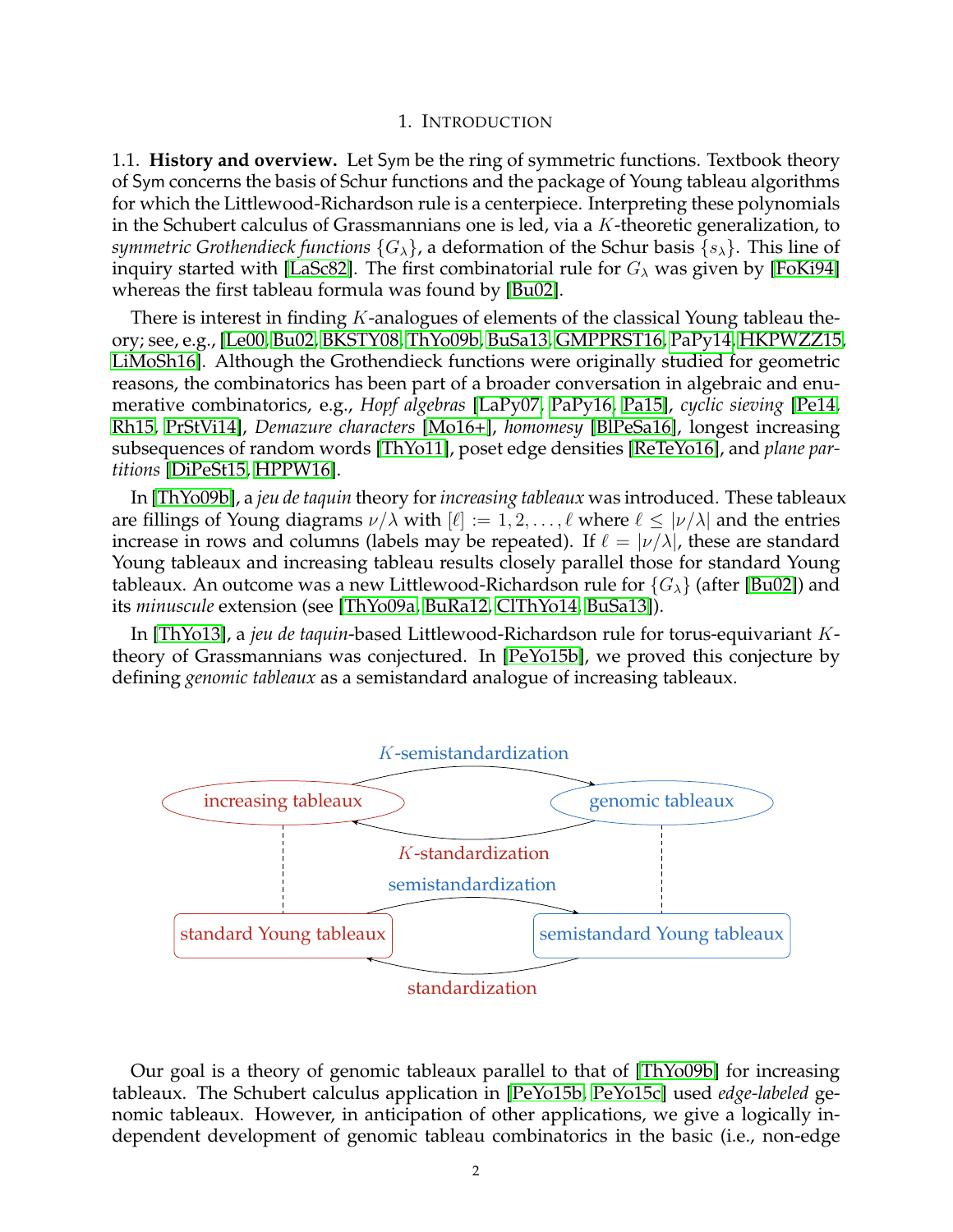# 1. Introduction

1.1. **History and overview.** Let Sym be the ring of symmetric functions. Textbook theory of Sym concerns the basis of Schur functions and the package of Young tableau algorithms for which the Littlewood-Richardson rule is a centerpiece. Interpreting these polynomials in the Schubert calculus of Grassmannians one is led, via a $K$-theoretic generalization, to *symmetric Grothendieck functions* $\{G_\lambda\}$, a deformation of the Schur basis $\{s_\lambda\}$. This line of inquiry started with [LaSc82]. The first combinatorial rule for $G_\lambda$ was given by [FoKi94] whereas the first tableau formula was found by [Bu02].

There is interest in finding $K$-analogues of elements of the classical Young tableau theory; see, e.g., [Le00, Bu02, BKSTY08, ThYo09b, BuSa13, GMPPRST16, PaPy14, HKPWZZ15, LiMoSh16]. Although the Grothendieck functions were originally studied for geometric reasons, the combinatorics has been part of a broader conversation in algebraic and enumerative combinatorics, e.g., *Hopf algebras* [LaPy07, PaPy16, Pa15], *cyclic sieving* [Pe14, Rh15, PrStVi14], *Demazure characters* [Mo16+], *homomesy* [BlPeSa16], longest increasing subsequences of random words [ThYo11], poset edge densities [ReTeYo16], and *plane partitions* [DiPeSt15, HPPW16].

In [ThYo09b], a *jeu de taquin* theory for *increasing tableaux* was introduced. These tableaux are fillings of Young diagrams $\nu/\lambda$ with $[\ell] := 1, 2, \ldots, \ell$ where $\ell \leq |\nu/\lambda|$ and the entries increase in rows and columns (labels may be repeated). If $\ell = |\nu/\lambda|$, these are standard Young tableaux and increasing tableau results closely parallel those for standard Young tableaux. An outcome was a new Littlewood-Richardson rule for $\{G_\lambda\}$ (after [Bu02]) and its *minuscule* extension (see [ThYo09a, BuRa12, ClThYo14, BuSa13]).

In [ThYo13], a *jeu de taquin*-based Littlewood-Richardson rule for torus-equivariant $K$-theory of Grassmannians was conjectured. In [PeYo15b], we proved this conjecture by defining *genomic tableaux* as a semistandard analogue of increasing tableaux.

$K$-semistandardization

increasing tableaux — genomic tableaux

$K$-standardization

semistandardization

standard Young tableaux — semistandard Young tableaux

standardization

Our goal is a theory of genomic tableaux parallel to that of [ThYo09b] for increasing tableaux. The Schubert calculus application in [PeYo15b, PeYo15c] used *edge-labeled* genomic tableaux. However, in anticipation of other applications, we give a logically independent development of genomic tableau combinatorics in the basic (i.e., non-edge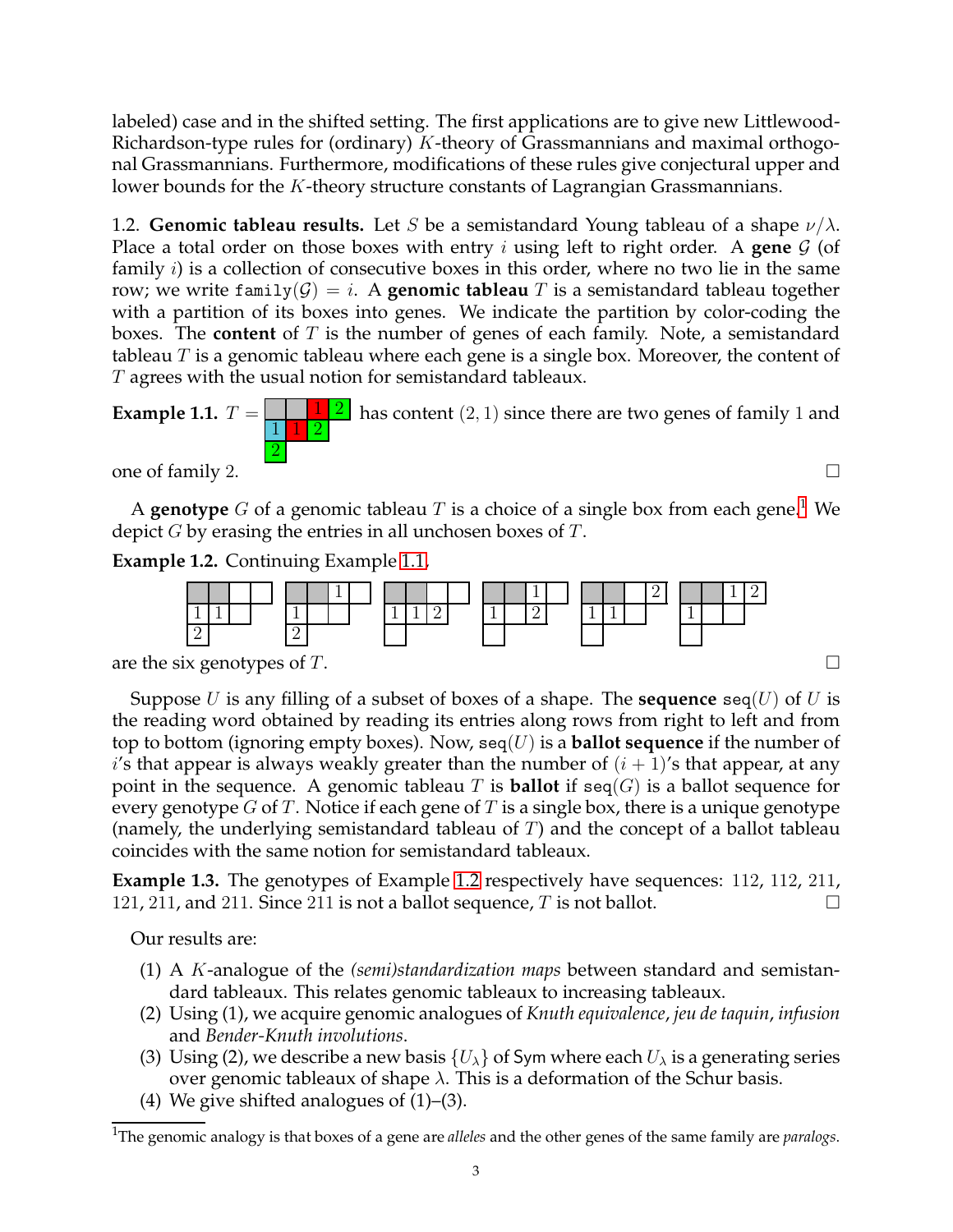labeled) case and in the shifted setting. The first applications are to give new Littlewood-Richardson-type rules for (ordinary) $K$-theory of Grassmannians and maximal orthogonal Grassmannians. Furthermore, modifications of these rules give conjectural upper and lower bounds for the $K$-theory structure constants of Lagrangian Grassmannians.

1.2. **Genomic tableau results.** Let $S$ be a semistandard Young tableau of a shape $\nu/\lambda$. Place a total order on those boxes with entry $i$ using left to right order. A **gene** $\mathcal{G}$ (of family $i$) is a collection of consecutive boxes in this order, where no two lie in the same row; we write $\mathtt{family}(\mathcal{G}) = i$. A **genomic tableau** $T$ is a semistandard tableau together with a partition of its boxes into genes. We indicate the partition by color-coding the boxes. The **content** of $T$ is the number of genes of each family. Note, a semistandard tableau $T$ is a genomic tableau where each gene is a single box. Moreover, the content of $T$ agrees with the usual notion for semistandard tableaux.

**Example 1.1.** $T =$ [tableau: row 1: ■ ■ 1 2; row 2: 1 1 2; row 3: 2] has content $(2, 1)$ since there are two genes of family 1 and one of family 2. □

A **genotype** $G$ of a genomic tableau $T$ is a choice of a single box from each gene.[1] We depict $G$ by erasing the entries in all unchosen boxes of $T$.

**Example 1.2.** Continuing Example 1.1,

[six genotype diagrams]

are the six genotypes of $T$. □

Suppose $U$ is any filling of a subset of boxes of a shape. The **sequence** $\mathtt{seq}(U)$ of $U$ is the reading word obtained by reading its entries along rows from right to left and from top to bottom (ignoring empty boxes). Now, $\mathtt{seq}(U)$ is a **ballot sequence** if the number of $i$'s that appear is always weakly greater than the number of $(i+1)$'s that appear, at any point in the sequence. A genomic tableau $T$ is **ballot** if $\mathtt{seq}(G)$ is a ballot sequence for every genotype $G$ of $T$. Notice if each gene of $T$ is a single box, there is a unique genotype (namely, the underlying semistandard tableau of $T$) and the concept of a ballot tableau coincides with the same notion for semistandard tableaux.

**Example 1.3.** The genotypes of Example 1.2 respectively have sequences: 112, 112, 211, 121, 211, and 211. Since 211 is not a ballot sequence, $T$ is not ballot. □

Our results are:

1. A $K$-analogue of the *(semi)standardization maps* between standard and semistandard tableaux. This relates genomic tableaux to increasing tableaux.
2. Using (1), we acquire genomic analogues of *Knuth equivalence*, *jeu de taquin*, *infusion* and *Bender-Knuth involutions*.
3. Using (2), we describe a new basis $\{U_\lambda\}$ of Sym where each $U_\lambda$ is a generating series over genomic tableaux of shape $\lambda$. This is a deformation of the Schur basis.
4. We give shifted analogues of (1)–(3).

[1] The genomic analogy is that boxes of a gene are *alleles* and the other genes of the same family are *paralogs*.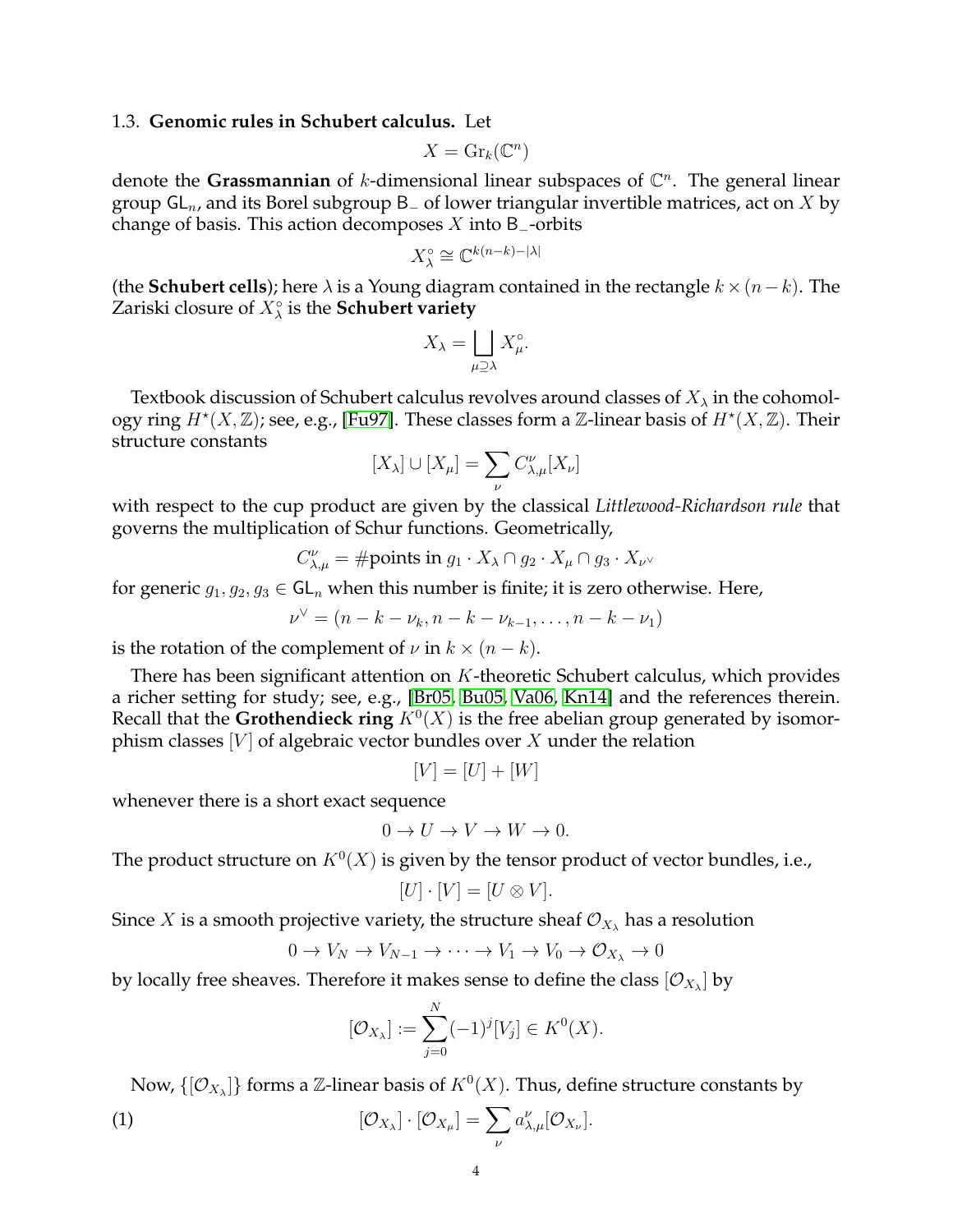1.3. **Genomic rules in Schubert calculus.** Let

$$X = \mathrm{Gr}_k(\mathbb{C}^n)$$

denote the **Grassmannian** of $k$-dimensional linear subspaces of $\mathbb{C}^n$. The general linear group $\mathsf{GL}_n$, and its Borel subgroup $\mathsf{B}_-$ of lower triangular invertible matrices, act on $X$ by change of basis. This action decomposes $X$ into $\mathsf{B}_-$-orbits

$$X_\lambda^\circ \cong \mathbb{C}^{k(n-k)-|\lambda|}$$

(the **Schubert cells**); here $\lambda$ is a Young diagram contained in the rectangle $k \times (n-k)$. The Zariski closure of $X_\lambda^\circ$ is the **Schubert variety**

$$X_\lambda = \bigsqcup_{\mu \supseteq \lambda} X_\mu^\circ.$$

Textbook discussion of Schubert calculus revolves around classes of $X_\lambda$ in the cohomology ring $H^\star(X, \mathbb{Z})$; see, e.g., [Fu97]. These classes form a $\mathbb{Z}$-linear basis of $H^\star(X, \mathbb{Z})$. Their structure constants

$$[X_\lambda] \cup [X_\mu] = \sum_\nu C_{\lambda,\mu}^\nu [X_\nu]$$

with respect to the cup product are given by the classical *Littlewood-Richardson rule* that governs the multiplication of Schur functions. Geometrically,

$$C_{\lambda,\mu}^\nu = \#\text{points in } g_1 \cdot X_\lambda \cap g_2 \cdot X_\mu \cap g_3 \cdot X_{\nu^\vee}$$

for generic $g_1, g_2, g_3 \in \mathsf{GL}_n$ when this number is finite; it is zero otherwise. Here,

$$\nu^\vee = (n-k-\nu_k, n-k-\nu_{k-1}, \ldots, n-k-\nu_1)$$

is the rotation of the complement of $\nu$ in $k \times (n-k)$.

There has been significant attention on $K$-theoretic Schubert calculus, which provides a richer setting for study; see, e.g., [Br05, Bu05, Va06, Kn14] and the references therein. Recall that the **Grothendieck ring** $K^0(X)$ is the free abelian group generated by isomorphism classes $[V]$ of algebraic vector bundles over $X$ under the relation

$$[V] = [U] + [W]$$

whenever there is a short exact sequence

$$0 \to U \to V \to W \to 0.$$

The product structure on $K^0(X)$ is given by the tensor product of vector bundles, i.e.,

$$[U] \cdot [V] = [U \otimes V].$$

Since $X$ is a smooth projective variety, the structure sheaf $\mathcal{O}_{X_\lambda}$ has a resolution

$$0 \to V_N \to V_{N-1} \to \cdots \to V_1 \to V_0 \to \mathcal{O}_{X_\lambda} \to 0$$

by locally free sheaves. Therefore it makes sense to define the class $[\mathcal{O}_{X_\lambda}]$ by

$$[\mathcal{O}_{X_\lambda}] := \sum_{j=0}^{N} (-1)^j [V_j] \in K^0(X).$$

Now, $\{[\mathcal{O}_{X_\lambda}]\}$ forms a $\mathbb{Z}$-linear basis of $K^0(X)$. Thus, define structure constants by

$$[\mathcal{O}_{X_\lambda}] \cdot [\mathcal{O}_{X_\mu}] = \sum_\nu a_{\lambda,\mu}^\nu [\mathcal{O}_{X_\nu}]. \tag{1}$$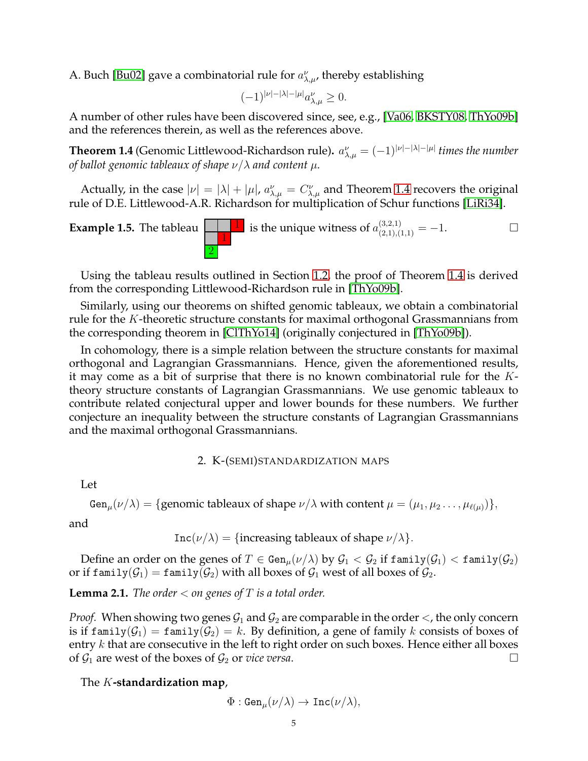A. Buch [Bu02] gave a combinatorial rule for $a^{\nu}_{\lambda,\mu}$, thereby establishing

$$(-1)^{|\nu|-|\lambda|-|\mu|}a^{\nu}_{\lambda,\mu} \geq 0.$$

A number of other rules have been discovered since, see, e.g., [Va06, BKSTY08, ThYo09b] and the references therein, as well as the references above.

**Theorem 1.4** (Genomic Littlewood-Richardson rule)**.** *$a^{\nu}_{\lambda,\mu} = (-1)^{|\nu|-|\lambda|-|\mu|}$ times the number of ballot genomic tableaux of shape $\nu/\lambda$ and content $\mu$.*

Actually, in the case $|\nu| = |\lambda| + |\mu|$, $a^{\nu}_{\lambda,\mu} = C^{\nu}_{\lambda,\mu}$ and Theorem 1.4 recovers the original rule of D.E. Littlewood-A.R. Richardson for multiplication of Schur functions [LiRi34].

**Example 1.5.** The tableau

| | | 1 |
|---|---|---|
| | 1 | |
| 2 | | |

is the unique witness of $a^{(3,2,1)}_{(2,1),(1,1)} = -1$. □

Using the tableau results outlined in Section 1.2, the proof of Theorem 1.4 is derived from the corresponding Littlewood-Richardson rule in [ThYo09b].

Similarly, using our theorems on shifted genomic tableaux, we obtain a combinatorial rule for the $K$-theoretic structure constants for maximal orthogonal Grassmannians from the corresponding theorem in [ClThYo14] (originally conjectured in [ThYo09b]).

In cohomology, there is a simple relation between the structure constants for maximal orthogonal and Lagrangian Grassmannians. Hence, given the aforementioned results, it may come as a bit of surprise that there is no known combinatorial rule for the $K$-theory structure constants of Lagrangian Grassmannians. We use genomic tableaux to contribute related conjectural upper and lower bounds for these numbers. We further conjecture an inequality between the structure constants of Lagrangian Grassmannians and the maximal orthogonal Grassmannians.

## 2. K-(SEMI)STANDARDIZATION MAPS

Let

$$\mathtt{Gen}_{\mu}(\nu/\lambda) = \{\text{genomic tableaux of shape } \nu/\lambda \text{ with content } \mu = (\mu_1, \mu_2 \ldots, \mu_{\ell(\mu)})\},$$

and

$$\mathtt{Inc}(\nu/\lambda) = \{\text{increasing tableaux of shape } \nu/\lambda\}.$$

Define an order on the genes of $T \in \mathtt{Gen}_{\mu}(\nu/\lambda)$ by $\mathcal{G}_1 < \mathcal{G}_2$ if $\mathtt{family}(\mathcal{G}_1) < \mathtt{family}(\mathcal{G}_2)$ or if $\mathtt{family}(\mathcal{G}_1) = \mathtt{family}(\mathcal{G}_2)$ with all boxes of $\mathcal{G}_1$ west of all boxes of $\mathcal{G}_2$.

**Lemma 2.1.** *The order $<$ on genes of $T$ is a total order.*

*Proof.* When showing two genes $\mathcal{G}_1$ and $\mathcal{G}_2$ are comparable in the order $<$, the only concern is if $\mathtt{family}(\mathcal{G}_1) = \mathtt{family}(\mathcal{G}_2) = k$. By definition, a gene of family $k$ consists of boxes of entry $k$ that are consecutive in the left to right order on such boxes. Hence either all boxes of $\mathcal{G}_1$ are west of the boxes of $\mathcal{G}_2$ or *vice versa*. □

The $K$**-standardization map**,

$$\Phi : \mathtt{Gen}_{\mu}(\nu/\lambda) \to \mathtt{Inc}(\nu/\lambda),$$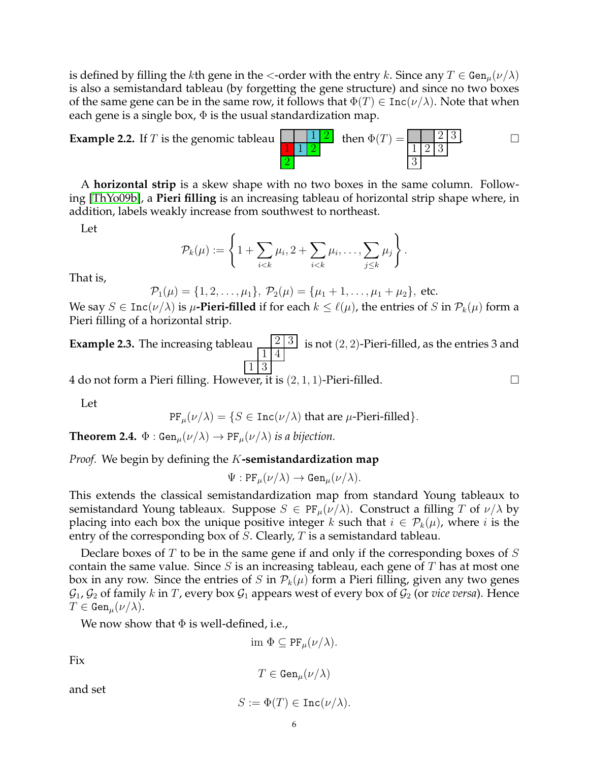is defined by filling the $k$th gene in the $<$-order with the entry $k$. Since any $T \in \mathtt{Gen}_\mu(\nu/\lambda)$ is also a semistandard tableau (by forgetting the gene structure) and since no two boxes of the same gene can be in the same row, it follows that $\Phi(T) \in \mathtt{Inc}(\nu/\lambda)$. Note that when each gene is a single box, $\Phi$ is the usual standardization map.

**Example 2.2.** If $T$ is the genomic tableau

| | | 1 | 2 |
|---|---|---|---|
| 1 | 1 | 2 | |
| 2 | | | |

then $\Phi(T) =$

| | | 2 | 3 |
|---|---|---|---|
| 1 | 2 | 3 | |
| 3 | | | |

. □

A **horizontal strip** is a skew shape with no two boxes in the same column. Following [ThYo09b], a **Pieri filling** is an increasing tableau of horizontal strip shape where, in addition, labels weakly increase from southwest to northeast.

Let

$$\mathcal{P}_k(\mu) := \left\{ 1 + \sum_{i<k} \mu_i, 2 + \sum_{i<k} \mu_i, \ldots, \sum_{j \leq k} \mu_j \right\}.$$

That is,

$$\mathcal{P}_1(\mu) = \{1, 2, \ldots, \mu_1\},\ \mathcal{P}_2(\mu) = \{\mu_1 + 1, \ldots, \mu_1 + \mu_2\}, \text{ etc.}$$

We say $S \in \mathtt{Inc}(\nu/\lambda)$ is $\mu$-**Pieri-filled** if for each $k \leq \ell(\mu)$, the entries of $S$ in $\mathcal{P}_k(\mu)$ form a Pieri filling of a horizontal strip.

**Example 2.3.** The increasing tableau

| | | 2 | 3 |
|---|---|---|---|
| | 1 | 4 | |
| 1 | 3 | | |

is not $(2,2)$-Pieri-filled, as the entries 3 and 4 do not form a Pieri filling. However, it is $(2,1,1)$-Pieri-filled. □

Let

$$\mathtt{PF}_\mu(\nu/\lambda) = \{S \in \mathtt{Inc}(\nu/\lambda) \text{ that are } \mu\text{-Pieri-filled}\}.$$

**Theorem 2.4.** *$\Phi : \mathtt{Gen}_\mu(\nu/\lambda) \to \mathtt{PF}_\mu(\nu/\lambda)$ is a bijection.*

*Proof.* We begin by defining the $K$**-semistandardization map**

$$\Psi : \mathtt{PF}_\mu(\nu/\lambda) \to \mathtt{Gen}_\mu(\nu/\lambda).$$

This extends the classical semistandardization map from standard Young tableaux to semistandard Young tableaux. Suppose $S \in \mathtt{PF}_\mu(\nu/\lambda)$. Construct a filling $T$ of $\nu/\lambda$ by placing into each box the unique positive integer $k$ such that $i \in \mathcal{P}_k(\mu)$, where $i$ is the entry of the corresponding box of $S$. Clearly, $T$ is a semistandard tableau.

Declare boxes of $T$ to be in the same gene if and only if the corresponding boxes of $S$ contain the same value. Since $S$ is an increasing tableau, each gene of $T$ has at most one box in any row. Since the entries of $S$ in $\mathcal{P}_k(\mu)$ form a Pieri filling, given any two genes $\mathcal{G}_1, \mathcal{G}_2$ of family $k$ in $T$, every box $\mathcal{G}_1$ appears west of every box of $\mathcal{G}_2$ (or *vice versa*). Hence $T \in \mathtt{Gen}_\mu(\nu/\lambda)$.

We now show that $\Phi$ is well-defined, i.e.,

$$\text{im } \Phi \subseteq \mathtt{PF}_\mu(\nu/\lambda).$$

Fix

$$T \in \mathtt{Gen}_\mu(\nu/\lambda)$$

and set

$$S := \Phi(T) \in \mathtt{Inc}(\nu/\lambda).$$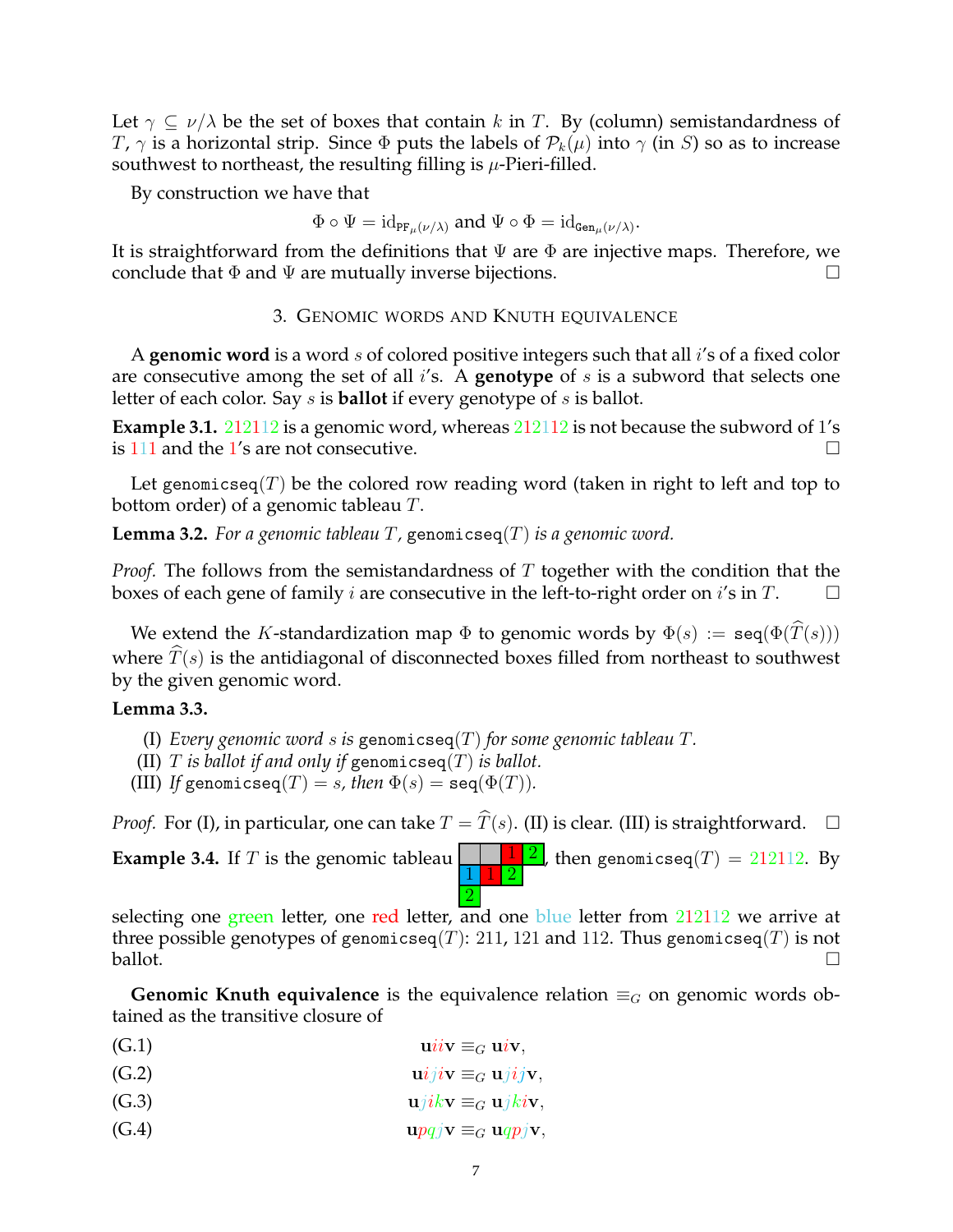Let $\gamma \subseteq \nu/\lambda$ be the set of boxes that contain $k$ in $T$. By (column) semistandardness of $T$, $\gamma$ is a horizontal strip. Since $\Phi$ puts the labels of $\mathcal{P}_k(\mu)$ into $\gamma$ (in $S$) so as to increase southwest to northeast, the resulting filling is $\mu$-Pieri-filled.

By construction we have that

$$\Phi \circ \Psi = \mathrm{id}_{\mathtt{PF}_\mu(\nu/\lambda)} \text{ and } \Psi \circ \Phi = \mathrm{id}_{\mathtt{Gen}_\mu(\nu/\lambda)}.$$

It is straightforward from the definitions that $\Psi$ are $\Phi$ are injective maps. Therefore, we conclude that $\Phi$ and $\Psi$ are mutually inverse bijections. □

## 3. Genomic words and Knuth equivalence

A **genomic word** is a word $s$ of colored positive integers such that all $i$'s of a fixed color are consecutive among the set of all $i$'s. A **genotype** of $s$ is a subword that selects one letter of each color. Say $s$ is **ballot** if every genotype of $s$ is ballot.

**Example 3.1.** 212112 is a genomic word, whereas 212112 is not because the subword of 1's is 111 and the 1's are not consecutive. □

Let $\mathtt{genomicseq}(T)$ be the colored row reading word (taken in right to left and top to bottom order) of a genomic tableau $T$.

**Lemma 3.2.** *For a genomic tableau $T$, $\mathtt{genomicseq}(T)$ is a genomic word.*

*Proof.* The follows from the semistandardness of $T$ together with the condition that the boxes of each gene of family $i$ are consecutive in the left-to-right order on $i$'s in $T$. □

We extend the $K$-standardization map $\Phi$ to genomic words by $\Phi(s) := \mathtt{seq}(\Phi(\widehat{T}(s)))$ where $\widehat{T}(s)$ is the antidiagonal of disconnected boxes filled from northeast to southwest by the given genomic word.

**Lemma 3.3.**

(I) *Every genomic word $s$ is $\mathtt{genomicseq}(T)$ for some genomic tableau $T$.*
(II) *$T$ is ballot if and only if $\mathtt{genomicseq}(T)$ is ballot.*
(III) *If $\mathtt{genomicseq}(T) = s$, then $\Phi(s) = \mathtt{seq}(\Phi(T))$.*

*Proof.* For (I), in particular, one can take $T = \widehat{T}(s)$. (II) is clear. (III) is straightforward. □

**Example 3.4.** If $T$ is the genomic tableau

| | | 1 | 2 |
|---|---|---|---|
| 1 | 1 | 2 | |
| 2 | | | |

, then $\mathtt{genomicseq}(T) = 212112$. By selecting one green letter, one red letter, and one blue letter from 212112 we arrive at three possible genotypes of $\mathtt{genomicseq}(T)$: 211, 121 and 112. Thus $\mathtt{genomicseq}(T)$ is not ballot. □

**Genomic Knuth equivalence** is the equivalence relation $\equiv_G$ on genomic words obtained as the transitive closure of

$$\mathbf{u}ii\mathbf{v} \equiv_G \mathbf{u}i\mathbf{v}, \tag{G.1}$$

$$\mathbf{u}iji\mathbf{v} \equiv_G \mathbf{u}jij\mathbf{v}, \tag{G.2}$$

$$\mathbf{u}jik\mathbf{v} \equiv_G \mathbf{u}jki\mathbf{v}, \tag{G.3}$$

$$\mathbf{u}pqj\mathbf{v} \equiv_G \mathbf{u}qpj\mathbf{v}, \tag{G.4}$$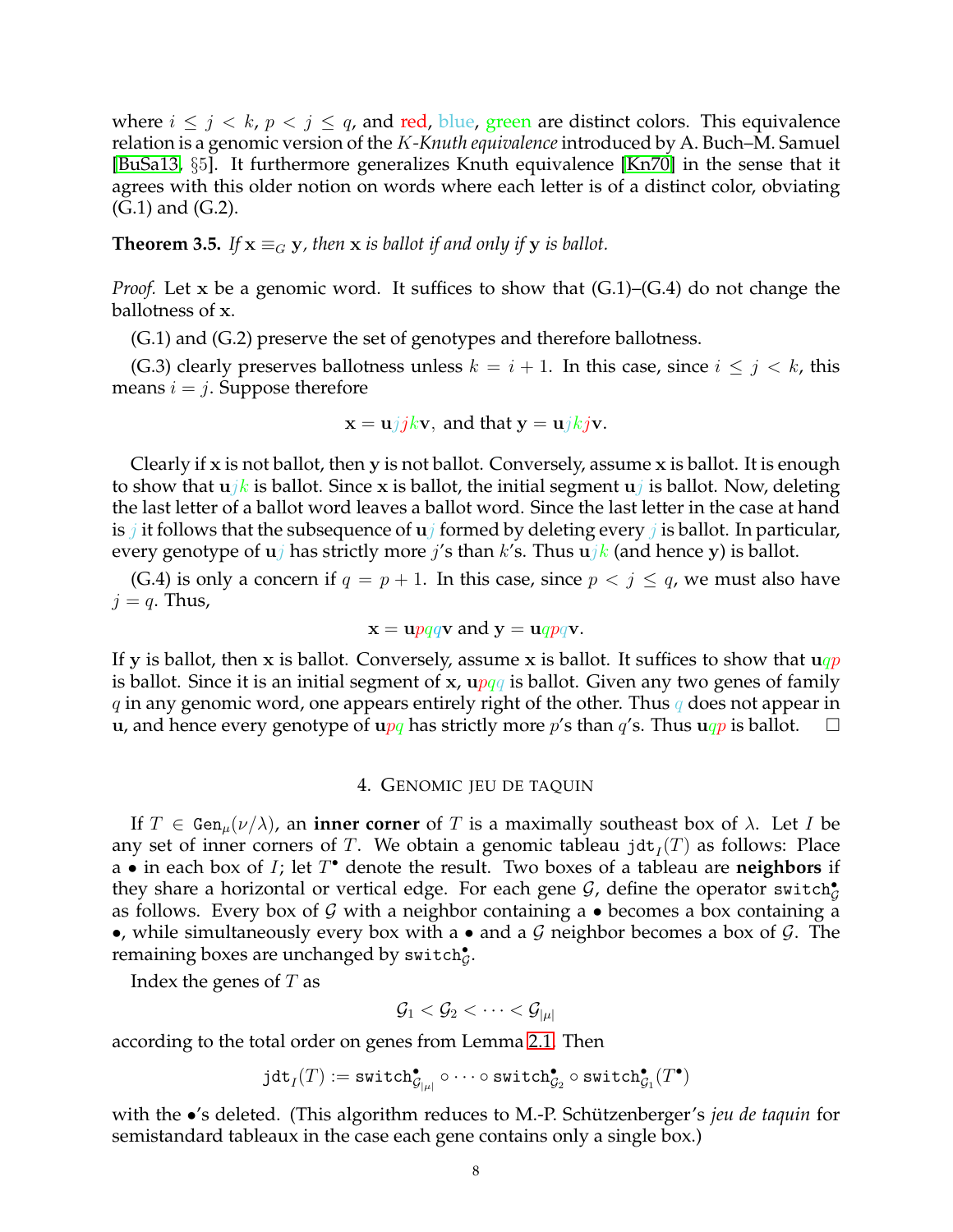where $i \leq j < k$, $p < j \leq q$, and red, blue, green are distinct colors. This equivalence relation is a genomic version of the $K$-*Knuth equivalence* introduced by A. Buch–M. Samuel [BuSa13, §5]. It furthermore generalizes Knuth equivalence [Kn70] in the sense that it agrees with this older notion on words where each letter is of a distinct color, obviating (G.1) and (G.2).

**Theorem 3.5.** *If $\mathbf{x} \equiv_G \mathbf{y}$, then $\mathbf{x}$ is ballot if and only if $\mathbf{y}$ is ballot.*

*Proof.* Let $\mathbf{x}$ be a genomic word. It suffices to show that (G.1)–(G.4) do not change the ballotness of $\mathbf{x}$.

(G.1) and (G.2) preserve the set of genotypes and therefore ballotness.

(G.3) clearly preserves ballotness unless $k = i + 1$. In this case, since $i \leq j < k$, this means $i = j$. Suppose therefore

$$\mathbf{x} = \mathbf{u}jjk\mathbf{v}, \text{ and that } \mathbf{y} = \mathbf{u}jkj\mathbf{v}.$$

Clearly if $\mathbf{x}$ is not ballot, then $\mathbf{y}$ is not ballot. Conversely, assume $\mathbf{x}$ is ballot. It is enough to show that $\mathbf{u}jk$ is ballot. Since $\mathbf{x}$ is ballot, the initial segment $\mathbf{u}j$ is ballot. Now, deleting the last letter of a ballot word leaves a ballot word. Since the last letter in the case at hand is $j$ it follows that the subsequence of $\mathbf{u}j$ formed by deleting every $j$ is ballot. In particular, every genotype of $\mathbf{u}j$ has strictly more $j$'s than $k$'s. Thus $\mathbf{u}jk$ (and hence $\mathbf{y}$) is ballot.

(G.4) is only a concern if $q = p + 1$. In this case, since $p < j \leq q$, we must also have $j = q$. Thus,

$$\mathbf{x} = \mathbf{u}pqq\mathbf{v} \text{ and } \mathbf{y} = \mathbf{u}qpq\mathbf{v}.$$

If $\mathbf{y}$ is ballot, then $\mathbf{x}$ is ballot. Conversely, assume $\mathbf{x}$ is ballot. It suffices to show that $\mathbf{u}qp$ is ballot. Since it is an initial segment of $\mathbf{x}$, $\mathbf{u}pqq$ is ballot. Given any two genes of family $q$ in any genomic word, one appears entirely right of the other. Thus $q$ does not appear in $\mathbf{u}$, and hence every genotype of $\mathbf{u}pq$ has strictly more $p$'s than $q$'s. Thus $\mathbf{u}qp$ is ballot. □

## 4. Genomic jeu de taquin

If $T \in \mathtt{Gen}_\mu(\nu/\lambda)$, an **inner corner** of $T$ is a maximally southeast box of $\lambda$. Let $I$ be any set of inner corners of $T$. We obtain a genomic tableau $\mathtt{jdt}_I(T)$ as follows: Place a $\bullet$ in each box of $I$; let $T^\bullet$ denote the result. Two boxes of a tableau are **neighbors** if they share a horizontal or vertical edge. For each gene $\mathcal{G}$, define the operator $\mathtt{switch}^\bullet_\mathcal{G}$ as follows. Every box of $\mathcal{G}$ with a neighbor containing a $\bullet$ becomes a box containing a $\bullet$, while simultaneously every box with a $\bullet$ and a $\mathcal{G}$ neighbor becomes a box of $\mathcal{G}$. The remaining boxes are unchanged by $\mathtt{switch}^\bullet_\mathcal{G}$.

Index the genes of $T$ as

$$\mathcal{G}_1 < \mathcal{G}_2 < \cdots < \mathcal{G}_{|\mu|}$$

according to the total order on genes from Lemma 2.1. Then

$$\mathtt{jdt}_I(T) := \mathtt{switch}^\bullet_{\mathcal{G}_{|\mu|}} \circ \cdots \circ \mathtt{switch}^\bullet_{\mathcal{G}_2} \circ \mathtt{switch}^\bullet_{\mathcal{G}_1}(T^\bullet)$$

with the $\bullet$'s deleted. (This algorithm reduces to M.-P. Schützenberger's *jeu de taquin* for semistandard tableaux in the case each gene contains only a single box.)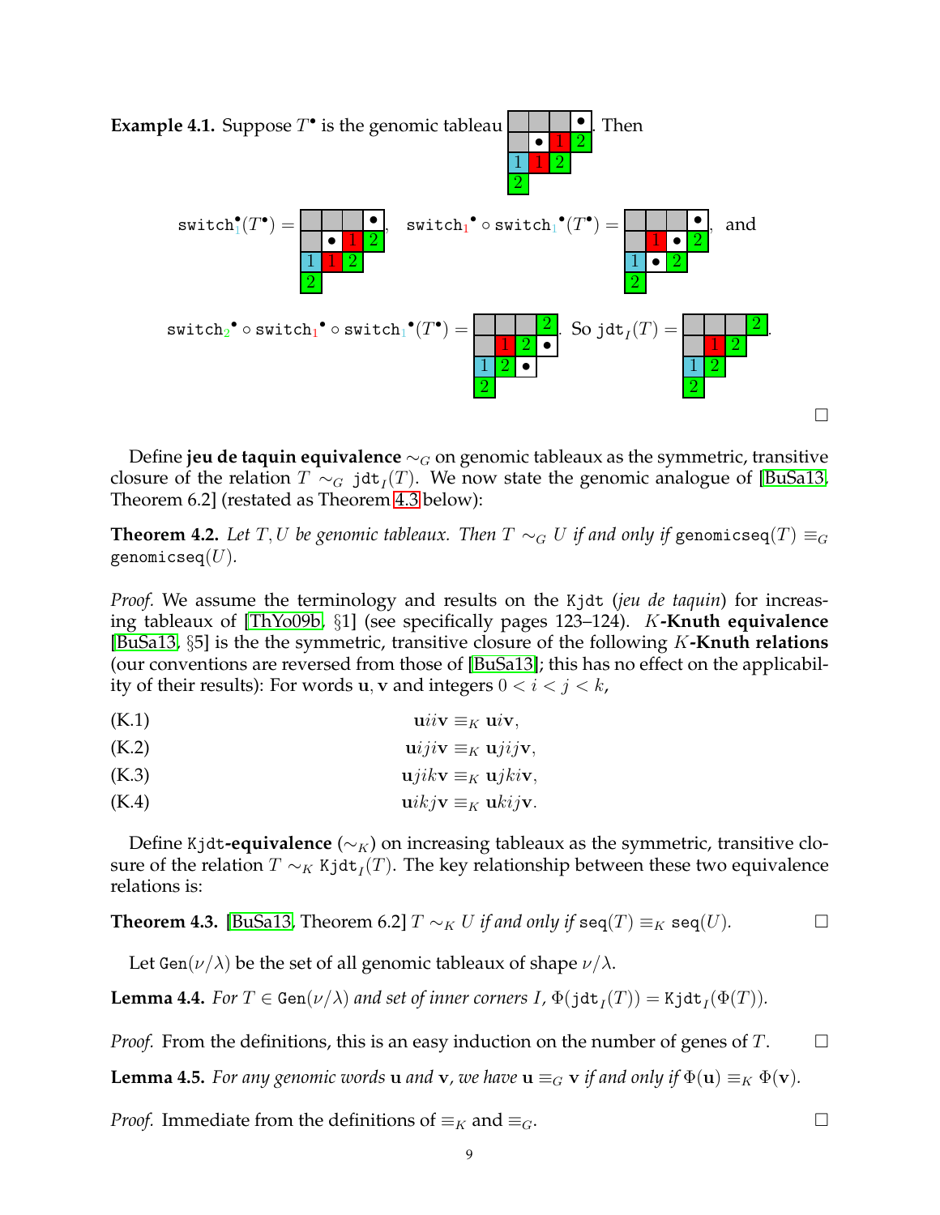**Example 4.1.** Suppose $T^\bullet$ is the genomic tableau $\begin{array}{|c|c|c|c|} \hline \phantom{1} & \phantom{1} & \phantom{1} & \bullet \\ \hline \phantom{1} & \bullet & 1 & 2 \\ \hline 1 & 1 & 2 \\ \cline{1-3} 2 \\ \cline{1-1} \end{array}$. Then

$$\texttt{switch}_1^\bullet(T^\bullet) = \begin{array}{|c|c|c|c|} \hline \phantom{1} & \phantom{1} & \phantom{1} & \bullet \\ \hline \phantom{1} & \bullet & 1 & 2 \\ \hline 1 & 1 & 2 \\ \cline{1-3} 2 \\ \cline{1-1} \end{array}, \quad \texttt{switch}_1^\bullet \circ \texttt{switch}_1^\bullet(T^\bullet) = \begin{array}{|c|c|c|c|} \hline \phantom{1} & \phantom{1} & \phantom{1} & \bullet \\ \hline \phantom{1} & 1 & \bullet & 2 \\ \hline 1 & \bullet & 2 \\ \cline{1-3} 2 \\ \cline{1-1} \end{array}, \text{ and}$$

$$\texttt{switch}_2^\bullet \circ \texttt{switch}_1^\bullet \circ \texttt{switch}_1^\bullet(T^\bullet) = \begin{array}{|c|c|c|c|} \hline \phantom{1} & \phantom{1} & \phantom{1} & 2 \\ \hline \phantom{1} & 1 & 2 & \bullet \\ \hline 1 & 2 & \bullet \\ \cline{1-3} 2 \\ \cline{1-1} \end{array}. \text{ So } \texttt{jdt}_I(T) = \begin{array}{|c|c|c|c|} \hline \phantom{1} & \phantom{1} & \phantom{1} & 2 \\ \hline \phantom{1} & 1 & 2 \\ \cline{1-3} 1 & 2 \\ \cline{1-2} 2 \\ \cline{1-1} \end{array}.$$

□

Define **jeu de taquin equivalence** $\sim_G$ on genomic tableaux as the symmetric, transitive closure of the relation $T \sim_G \texttt{jdt}_I(T)$. We now state the genomic analogue of [BuSa13, Theorem 6.2] (restated as Theorem 4.3 below):

**Theorem 4.2.** *Let $T, U$ be genomic tableaux. Then $T \sim_G U$ if and only if $\texttt{genomicseq}(T) \equiv_G \texttt{genomicseq}(U)$.*

*Proof.* We assume the terminology and results on the $\texttt{Kjdt}$ (*jeu de taquin*) for increasing tableaux of [ThYo09b, §1] (see specifically pages 123–124). $K$**-Knuth equivalence** [BuSa13, §5] is the the symmetric, transitive closure of the following $K$**-Knuth relations** (our conventions are reversed from those of [BuSa13]; this has no effect on the applicability of their results): For words $\mathbf{u}, \mathbf{v}$ and integers $0 < i < j < k$,

$$\mathbf{u}ii\mathbf{v} \equiv_K \mathbf{u}i\mathbf{v}, \tag{K.1}$$

$$\mathbf{u}iji\mathbf{v} \equiv_K \mathbf{u}jij\mathbf{v}, \tag{K.2}$$

$$\mathbf{u}jik\mathbf{v} \equiv_K \mathbf{u}jki\mathbf{v}, \tag{K.3}$$

$$\mathbf{u}ikj\mathbf{v} \equiv_K \mathbf{u}kij\mathbf{v}. \tag{K.4}$$

Define $\texttt{Kjdt}$**-equivalence** ($\sim_K$) on increasing tableaux as the symmetric, transitive closure of the relation $T \sim_K \texttt{Kjdt}_I(T)$. The key relationship between these two equivalence relations is:

**Theorem 4.3.** [BuSa13, Theorem 6.2] *$T \sim_K U$ if and only if $\texttt{seq}(T) \equiv_K \texttt{seq}(U)$.* □

Let $\texttt{Gen}(\nu/\lambda)$ be the set of all genomic tableaux of shape $\nu/\lambda$.

**Lemma 4.4.** *For $T \in \texttt{Gen}(\nu/\lambda)$ and set of inner corners $I$, $\Phi(\texttt{jdt}_I(T)) = \texttt{Kjdt}_I(\Phi(T))$.*

*Proof.* From the definitions, this is an easy induction on the number of genes of $T$. □

**Lemma 4.5.** *For any genomic words $\mathbf{u}$ and $\mathbf{v}$, we have $\mathbf{u} \equiv_G \mathbf{v}$ if and only if $\Phi(\mathbf{u}) \equiv_K \Phi(\mathbf{v})$.*

*Proof.* Immediate from the definitions of $\equiv_K$ and $\equiv_G$. □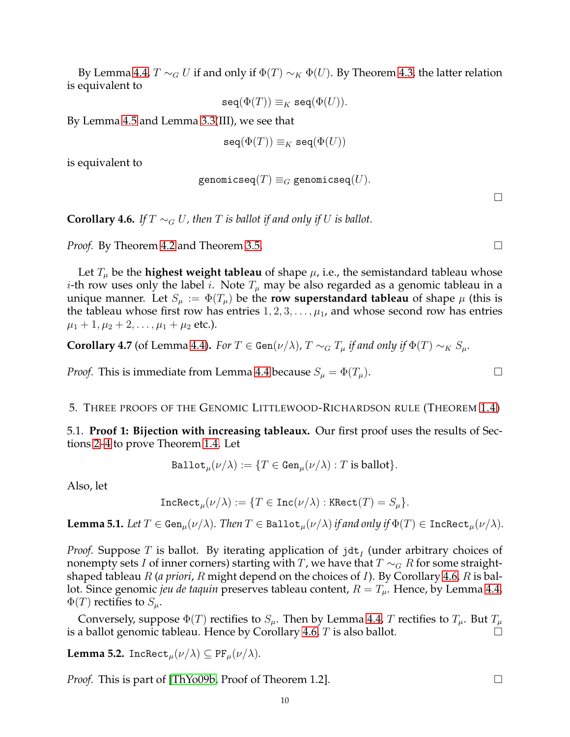By Lemma 4.4, $T \sim_G U$ if and only if $\Phi(T) \sim_K \Phi(U)$. By Theorem 4.3, the latter relation is equivalent to

$$\mathtt{seq}(\Phi(T)) \equiv_K \mathtt{seq}(\Phi(U)).$$

By Lemma 4.5 and Lemma 3.3(III), we see that

$$\mathtt{seq}(\Phi(T)) \equiv_K \mathtt{seq}(\Phi(U))$$

is equivalent to

$$\mathtt{genomicseq}(T) \equiv_G \mathtt{genomicseq}(U).$$

$\square$

**Corollary 4.6.** *If $T \sim_G U$, then $T$ is ballot if and only if $U$ is ballot.*

*Proof.* By Theorem 4.2 and Theorem 3.5. $\square$

Let $T_\mu$ be the **highest weight tableau** of shape $\mu$, i.e., the semistandard tableau whose $i$-th row uses only the label $i$. Note $T_\mu$ may be also regarded as a genomic tableau in a unique manner. Let $S_\mu := \Phi(T_\mu)$ be the **row superstandard tableau** of shape $\mu$ (this is the tableau whose first row has entries $1, 2, 3, \ldots, \mu_1$, and whose second row has entries $\mu_1 + 1, \mu_2 + 2, \ldots, \mu_1 + \mu_2$ etc.).

**Corollary 4.7** (of Lemma 4.4)**.** *For $T \in \mathtt{Gen}(\nu/\lambda)$, $T \sim_G T_\mu$ if and only if $\Phi(T) \sim_K S_\mu$.*

*Proof.* This is immediate from Lemma 4.4 because $S_\mu = \Phi(T_\mu)$. $\square$

## 5. Three proofs of the Genomic Littlewood-Richardson rule (Theorem 1.4)

### 5.1. Proof 1: Bijection with increasing tableaux.

Our first proof uses the results of Sections 2–4 to prove Theorem 1.4. Let

$$\mathtt{Ballot}_\mu(\nu/\lambda) := \{T \in \mathtt{Gen}_\mu(\nu/\lambda) : T \text{ is ballot}\}.$$

Also, let

$$\mathtt{IncRect}_\mu(\nu/\lambda) := \{T \in \mathtt{Inc}(\nu/\lambda) : \mathtt{KRect}(T) = S_\mu\}.$$

**Lemma 5.1.** *Let $T \in \mathtt{Gen}_\mu(\nu/\lambda)$. Then $T \in \mathtt{Ballot}_\mu(\nu/\lambda)$ if and only if $\Phi(T) \in \mathtt{IncRect}_\mu(\nu/\lambda)$.*

*Proof.* Suppose $T$ is ballot. By iterating application of $\mathtt{jdt}_I$ (under arbitrary choices of nonempty sets $I$ of inner corners) starting with $T$, we have that $T \sim_G R$ for some straight-shaped tableau $R$ (*a priori*, $R$ might depend on the choices of $I$). By Corollary 4.6, $R$ is ballot. Since genomic *jeu de taquin* preserves tableau content, $R = T_\mu$. Hence, by Lemma 4.4, $\Phi(T)$ rectifies to $S_\mu$.

Conversely, suppose $\Phi(T)$ rectifies to $S_\mu$. Then by Lemma 4.4, $T$ rectifies to $T_\mu$. But $T_\mu$ is a ballot genomic tableau. Hence by Corollary 4.6, $T$ is also ballot. $\square$

**Lemma 5.2.** $\mathtt{IncRect}_\mu(\nu/\lambda) \subseteq \mathtt{PF}_\mu(\nu/\lambda)$.

*Proof.* This is part of [ThYo09b, Proof of Theorem 1.2]. $\square$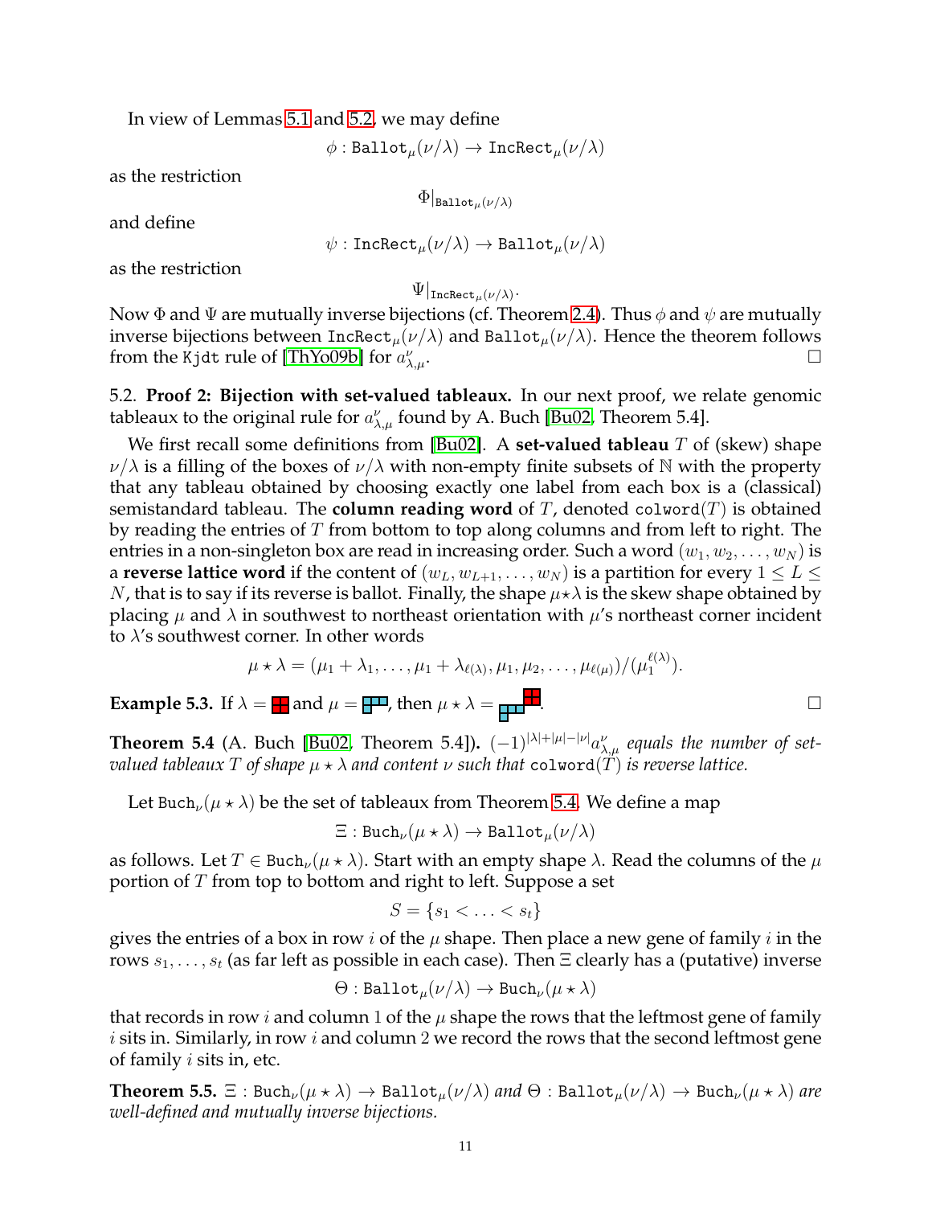In view of Lemmas 5.1 and 5.2, we may define

$$\phi : \texttt{Ballot}_\mu(\nu/\lambda) \to \texttt{IncRect}_\mu(\nu/\lambda)$$

as the restriction

$$\Phi|_{\texttt{Ballot}_\mu(\nu/\lambda)}$$

and define

$$\psi : \texttt{IncRect}_\mu(\nu/\lambda) \to \texttt{Ballot}_\mu(\nu/\lambda)$$

as the restriction

$$\Psi|_{\texttt{IncRect}_\mu(\nu/\lambda)}.$$

Now $\Phi$ and $\Psi$ are mutually inverse bijections (cf. Theorem 2.4). Thus $\phi$ and $\psi$ are mutually inverse bijections between $\texttt{IncRect}_\mu(\nu/\lambda)$ and $\texttt{Ballot}_\mu(\nu/\lambda)$. Hence the theorem follows from the Kjdt rule of [ThYo09b] for $a^\nu_{\lambda,\mu}$. $\square$

5.2. **Proof 2: Bijection with set-valued tableaux.** In our next proof, we relate genomic tableaux to the original rule for $a^\nu_{\lambda,\mu}$ found by A. Buch [Bu02, Theorem 5.4].

We first recall some definitions from [Bu02]. A **set-valued tableau** $T$ of (skew) shape $\nu/\lambda$ is a filling of the boxes of $\nu/\lambda$ with non-empty finite subsets of $\mathbb{N}$ with the property that any tableau obtained by choosing exactly one label from each box is a (classical) semistandard tableau. The **column reading word** of $T$, denoted $\texttt{colword}(T)$ is obtained by reading the entries of $T$ from bottom to top along columns and from left to right. The entries in a non-singleton box are read in increasing order. Such a word $(w_1, w_2, \ldots, w_N)$ is a **reverse lattice word** if the content of $(w_L, w_{L+1}, \ldots, w_N)$ is a partition for every $1 \leq L \leq N$, that is to say if its reverse is ballot. Finally, the shape $\mu\star\lambda$ is the skew shape obtained by placing $\mu$ and $\lambda$ in southwest to northeast orientation with $\mu$'s northeast corner incident to $\lambda$'s southwest corner. In other words

$$\mu \star \lambda = (\mu_1 + \lambda_1, \ldots, \mu_1 + \lambda_{\ell(\lambda)}, \mu_1, \mu_2, \ldots, \mu_{\ell(\mu)})/(\mu_1^{\ell(\lambda)}).$$

**Example 5.3.** If $\lambda =$ [diagram] and $\mu =$ [diagram], then $\mu \star \lambda =$ [diagram]. $\square$

**Theorem 5.4** (A. Buch [Bu02, Theorem 5.4]). *$(-1)^{|\lambda|+|\mu|-|\nu|}a^\nu_{\lambda,\mu}$ equals the number of set-valued tableaux $T$ of shape $\mu \star \lambda$ and content $\nu$ such that $\texttt{colword}(T)$ is reverse lattice.*

Let $\texttt{Buch}_\nu(\mu \star \lambda)$ be the set of tableaux from Theorem 5.4. We define a map

$$\Xi : \texttt{Buch}_\nu(\mu \star \lambda) \to \texttt{Ballot}_\mu(\nu/\lambda)$$

as follows. Let $T \in \texttt{Buch}_\nu(\mu \star \lambda)$. Start with an empty shape $\lambda$. Read the columns of the $\mu$ portion of $T$ from top to bottom and right to left. Suppose a set

$$S = \{s_1 < \ldots < s_t\}$$

gives the entries of a box in row $i$ of the $\mu$ shape. Then place a new gene of family $i$ in the rows $s_1, \ldots, s_t$ (as far left as possible in each case). Then $\Xi$ clearly has a (putative) inverse

$$\Theta : \texttt{Ballot}_\mu(\nu/\lambda) \to \texttt{Buch}_\nu(\mu \star \lambda)$$

that records in row $i$ and column $1$ of the $\mu$ shape the rows that the leftmost gene of family $i$ sits in. Similarly, in row $i$ and column $2$ we record the rows that the second leftmost gene of family $i$ sits in, etc.

**Theorem 5.5.** *$\Xi : \texttt{Buch}_\nu(\mu \star \lambda) \to \texttt{Ballot}_\mu(\nu/\lambda)$ and $\Theta : \texttt{Ballot}_\mu(\nu/\lambda) \to \texttt{Buch}_\nu(\mu \star \lambda)$ are well-defined and mutually inverse bijections.*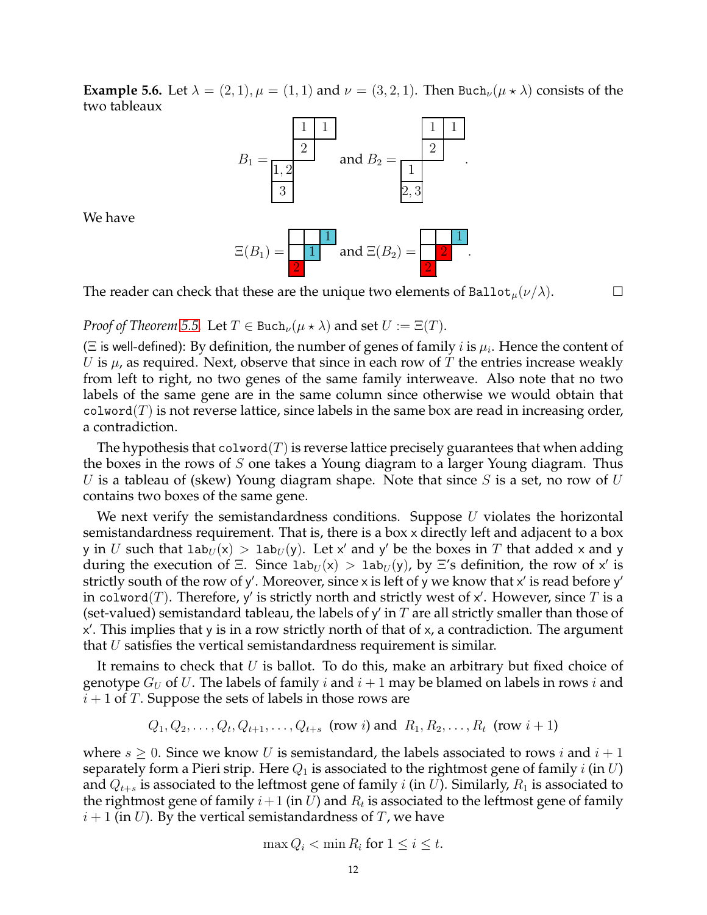**Example 5.6.** Let $\lambda = (2,1), \mu = (1,1)$ and $\nu = (3,2,1)$. Then $\texttt{Buch}_\nu(\mu \star \lambda)$ consists of the two tableaux

$B_1 =$ [tableau] and $B_2 =$ [tableau].

We have

$\Xi(B_1) =$ [tableau] and $\Xi(B_2) =$ [tableau].

The reader can check that these are the unique two elements of $\texttt{Ballot}_\mu(\nu/\lambda)$. $\square$

*Proof of Theorem 5.5.* Let $T \in \texttt{Buch}_\nu(\mu \star \lambda)$ and set $U := \Xi(T)$.

($\Xi$ is well-defined): By definition, the number of genes of family $i$ is $\mu_i$. Hence the content of $U$ is $\mu$, as required. Next, observe that since in each row of $T$ the entries increase weakly from left to right, no two genes of the same family interweave. Also note that no two labels of the same gene are in the same column since otherwise we would obtain that $\texttt{colword}(T)$ is not reverse lattice, since labels in the same box are read in increasing order, a contradiction.

The hypothesis that $\texttt{colword}(T)$ is reverse lattice precisely guarantees that when adding the boxes in the rows of $S$ one takes a Young diagram to a larger Young diagram. Thus $U$ is a tableau of (skew) Young diagram shape. Note that since $S$ is a set, no row of $U$ contains two boxes of the same gene.

We next verify the semistandardness conditions. Suppose $U$ violates the horizontal semistandardness requirement. That is, there is a box x directly left and adjacent to a box y in $U$ such that $\texttt{lab}_U(\mathsf{x}) > \texttt{lab}_U(\mathsf{y})$. Let $\mathsf{x}'$ and $\mathsf{y}'$ be the boxes in $T$ that added x and y during the execution of $\Xi$. Since $\texttt{lab}_U(\mathsf{x}) > \texttt{lab}_U(\mathsf{y})$, by $\Xi$'s definition, the row of $\mathsf{x}'$ is strictly south of the row of $\mathsf{y}'$. Moreover, since x is left of y we know that $\mathsf{x}'$ is read before $\mathsf{y}'$ in $\texttt{colword}(T)$. Therefore, $\mathsf{y}'$ is strictly north and strictly west of $\mathsf{x}'$. However, since $T$ is a (set-valued) semistandard tableau, the labels of $\mathsf{y}'$ in $T$ are all strictly smaller than those of $\mathsf{x}'$. This implies that y is in a row strictly north of that of x, a contradiction. The argument that $U$ satisfies the vertical semistandardness requirement is similar.

It remains to check that $U$ is ballot. To do this, make an arbitrary but fixed choice of genotype $G_U$ of $U$. The labels of family $i$ and $i+1$ may be blamed on labels in rows $i$ and $i+1$ of $T$. Suppose the sets of labels in those rows are

$$Q_1, Q_2, \ldots, Q_t, Q_{t+1}, \ldots, Q_{t+s} \text{ (row } i) \text{ and } R_1, R_2, \ldots, R_t \text{ (row } i+1)$$

where $s \geq 0$. Since we know $U$ is semistandard, the labels associated to rows $i$ and $i+1$ separately form a Pieri strip. Here $Q_1$ is associated to the rightmost gene of family $i$ (in $U$) and $Q_{t+s}$ is associated to the leftmost gene of family $i$ (in $U$). Similarly, $R_1$ is associated to the rightmost gene of family $i+1$ (in $U$) and $R_t$ is associated to the leftmost gene of family $i+1$ (in $U$). By the vertical semistandardness of $T$, we have

$$\max Q_i < \min R_i \text{ for } 1 \leq i \leq t.$$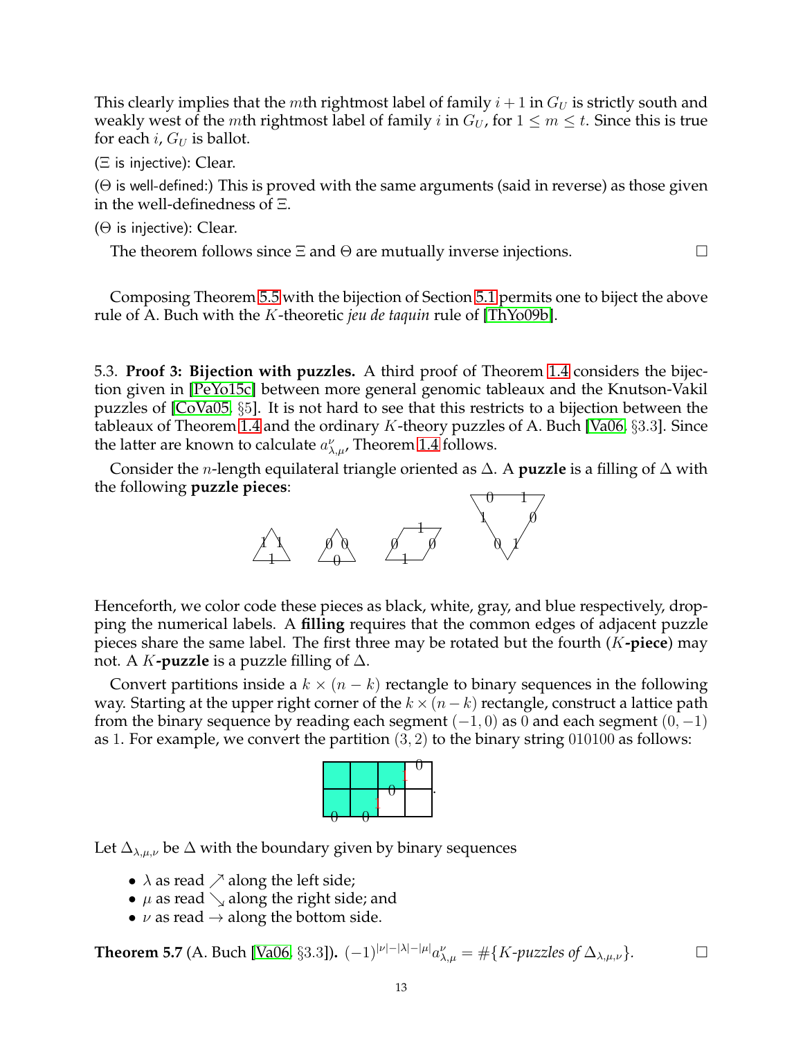This clearly implies that the $m$th rightmost label of family $i+1$ in $G_U$ is strictly south and weakly west of the $m$th rightmost label of family $i$ in $G_U$, for $1 \leq m \leq t$. Since this is true for each $i$, $G_U$ is ballot.

($\Xi$ is injective): Clear.

($\Theta$ is well-defined:) This is proved with the same arguments (said in reverse) as those given in the well-definedness of $\Xi$.

($\Theta$ is injective): Clear.

The theorem follows since $\Xi$ and $\Theta$ are mutually inverse injections. □

Composing Theorem 5.5 with the bijection of Section 5.1 permits one to biject the above rule of A. Buch with the $K$-theoretic *jeu de taquin* rule of [ThYo09b].

5.3. **Proof 3: Bijection with puzzles.** A third proof of Theorem 1.4 considers the bijection given in [PeYo15c] between more general genomic tableaux and the Knutson-Vakil puzzles of [CoVa05, §5]. It is not hard to see that this restricts to a bijection between the tableaux of Theorem 1.4 and the ordinary $K$-theory puzzles of A. Buch [Va06, §3.3]. Since the latter are known to calculate $a_{\lambda,\mu}^{\nu}$, Theorem 1.4 follows.

Consider the $n$-length equilateral triangle oriented as $\Delta$. A **puzzle** is a filling of $\Delta$ with the following **puzzle pieces**:

Henceforth, we color code these pieces as black, white, gray, and blue respectively, dropping the numerical labels. A **filling** requires that the common edges of adjacent puzzle pieces share the same label. The first three may be rotated but the fourth ($K$**-piece**) may not. A $K$**-puzzle** is a puzzle filling of $\Delta$.

Convert partitions inside a $k \times (n-k)$ rectangle to binary sequences in the following way. Starting at the upper right corner of the $k \times (n-k)$ rectangle, construct a lattice path from the binary sequence by reading each segment $(-1, 0)$ as $0$ and each segment $(0, -1)$ as $1$. For example, we convert the partition $(3, 2)$ to the binary string $010100$ as follows:

Let $\Delta_{\lambda,\mu,\nu}$ be $\Delta$ with the boundary given by binary sequences

- $\lambda$ as read $\nearrow$ along the left side;
- $\mu$ as read $\searrow$ along the right side; and
- $\nu$ as read $\rightarrow$ along the bottom side.

**Theorem 5.7** (A. Buch [Va06, §3.3]). *$(-1)^{|\nu|-|\lambda|-|\mu|}a_{\lambda,\mu}^{\nu} = \#\{K\text{-puzzles of } \Delta_{\lambda,\mu,\nu}\}$.* □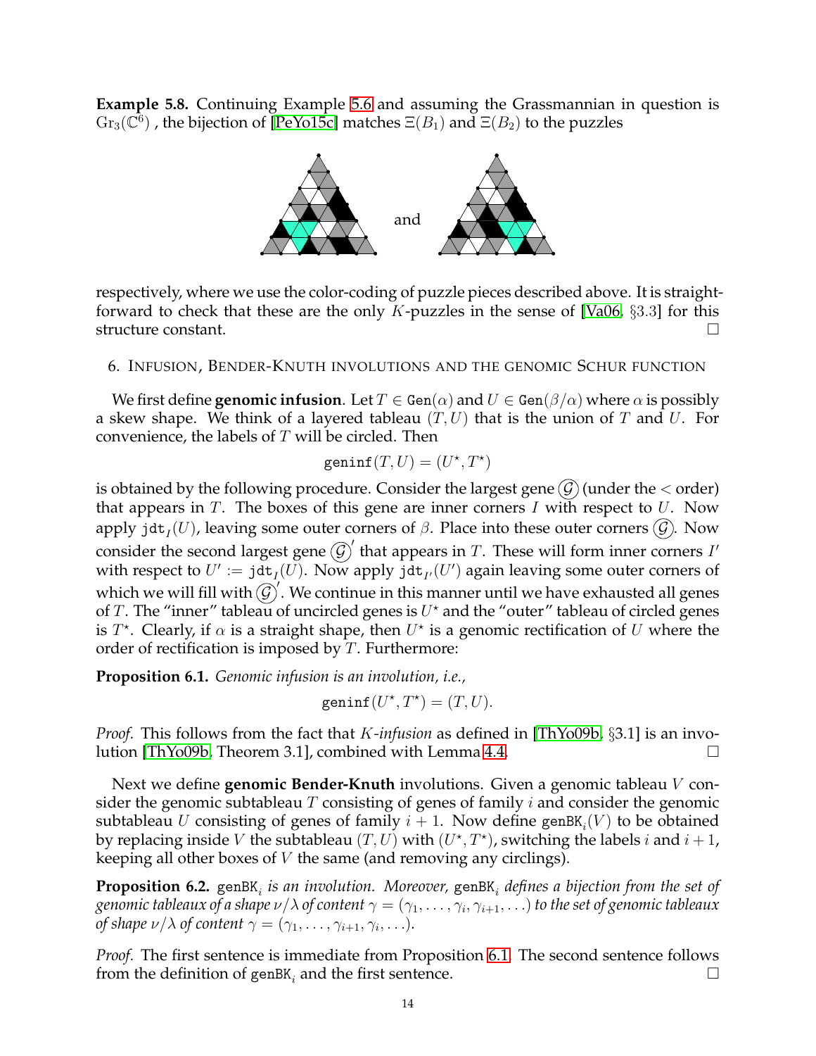**Example 5.8.** Continuing Example 5.6 and assuming the Grassmannian in question is $\mathrm{Gr}_3(\mathbb{C}^6)$ , the bijection of [PeYo15c] matches $\Xi(B_1)$ and $\Xi(B_2)$ to the puzzles

and

respectively, where we use the color-coding of puzzle pieces described above. It is straightforward to check that these are the only $K$-puzzles in the sense of [Va06, §3.3] for this structure constant. □

## 6. Infusion, Bender-Knuth involutions and the genomic Schur function

We first define **genomic infusion**. Let $T \in \mathtt{Gen}(\alpha)$ and $U \in \mathtt{Gen}(\beta/\alpha)$ where $\alpha$ is possibly a skew shape. We think of a layered tableau $(T, U)$ that is the union of $T$ and $U$. For convenience, the labels of $T$ will be circled. Then

$$\mathtt{geninf}(T, U) = (U^\star, T^\star)$$

is obtained by the following procedure. Consider the largest gene $\textcircled{\mathcal{G}}$ (under the $<$ order) that appears in $T$. The boxes of this gene are inner corners $I$ with respect to $U$. Now apply $\mathtt{jdt}_I(U)$, leaving some outer corners of $\beta$. Place into these outer corners $\textcircled{\mathcal{G}}$. Now consider the second largest gene $\textcircled{\mathcal{G}}'$ that appears in $T$. These will form inner corners $I'$ with respect to $U' := \mathtt{jdt}_I(U)$. Now apply $\mathtt{jdt}_{I'}(U')$ again leaving some outer corners of which we will fill with $\textcircled{\mathcal{G}}'$. We continue in this manner until we have exhausted all genes of $T$. The "inner" tableau of uncircled genes is $U^\star$ and the "outer" tableau of circled genes is $T^\star$. Clearly, if $\alpha$ is a straight shape, then $U^\star$ is a genomic rectification of $U$ where the order of rectification is imposed by $T$. Furthermore:

**Proposition 6.1.** *Genomic infusion is an involution, i.e.,*

$$\mathtt{geninf}(U^\star, T^\star) = (T, U).$$

*Proof.* This follows from the fact that *K-infusion* as defined in [ThYo09b, §3.1] is an involution [ThYo09b, Theorem 3.1], combined with Lemma 4.4. □

Next we define **genomic Bender-Knuth** involutions. Given a genomic tableau $V$ consider the genomic subtableau $T$ consisting of genes of family $i$ and consider the genomic subtableau $U$ consisting of genes of family $i+1$. Now define $\mathtt{genBK}_i(V)$ to be obtained by replacing inside $V$ the subtableau $(T, U)$ with $(U^\star, T^\star)$, switching the labels $i$ and $i+1$, keeping all other boxes of $V$ the same (and removing any circlings).

**Proposition 6.2.** $\mathtt{genBK}_i$ *is an involution. Moreover,* $\mathtt{genBK}_i$ *defines a bijection from the set of genomic tableaux of a shape $\nu/\lambda$ of content $\gamma = (\gamma_1, \ldots, \gamma_i, \gamma_{i+1}, \ldots)$ to the set of genomic tableaux of shape $\nu/\lambda$ of content $\gamma = (\gamma_1, \ldots, \gamma_{i+1}, \gamma_i, \ldots)$.*

*Proof.* The first sentence is immediate from Proposition 6.1. The second sentence follows from the definition of $\mathtt{genBK}_i$ and the first sentence. □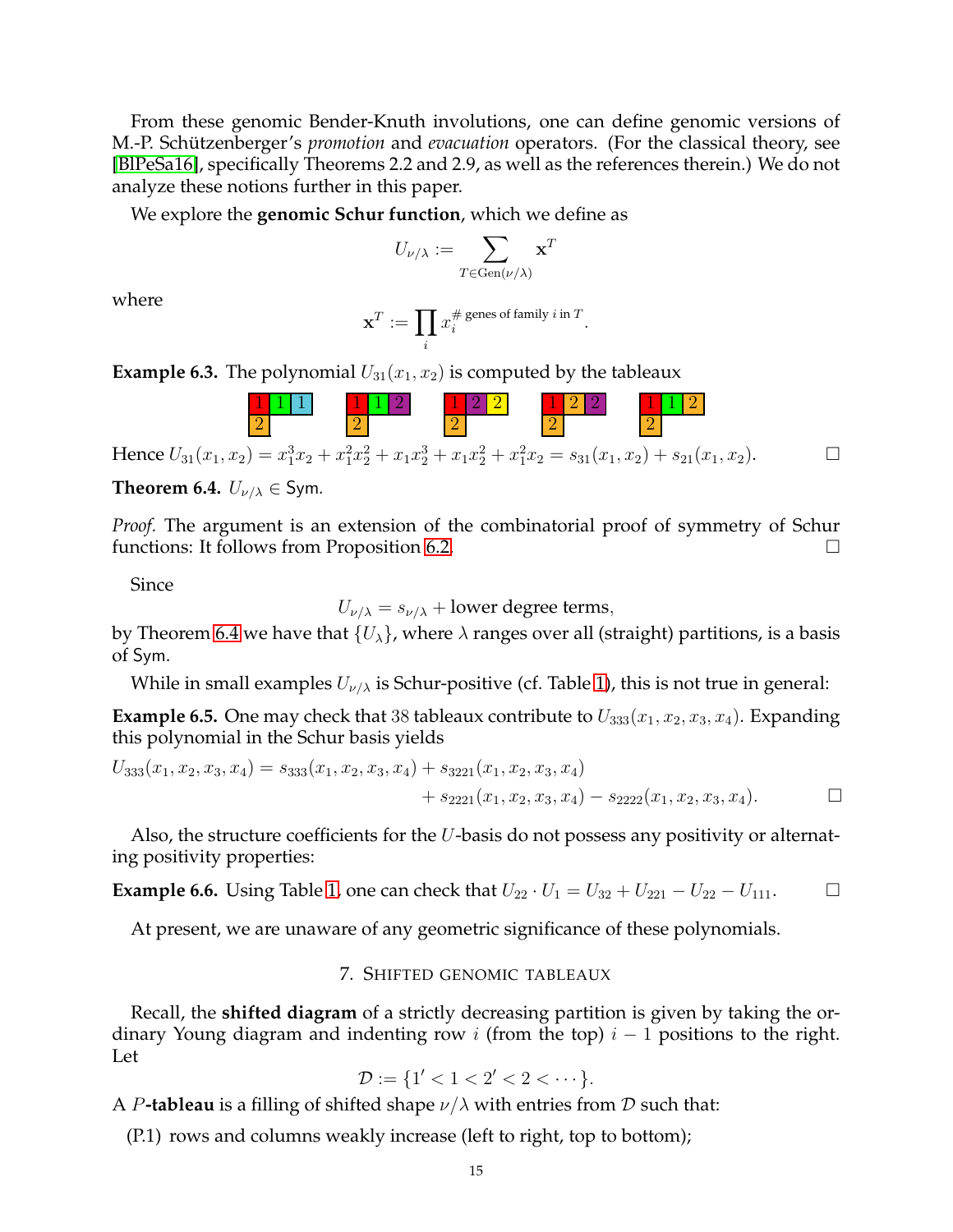From these genomic Bender-Knuth involutions, one can define genomic versions of M.-P. Schützenberger's *promotion* and *evacuation* operators. (For the classical theory, see [BlPeSa16], specifically Theorems 2.2 and 2.9, as well as the references therein.) We do not analyze these notions further in this paper.

We explore the **genomic Schur function**, which we define as

$$U_{\nu/\lambda} := \sum_{T \in \mathrm{Gen}(\nu/\lambda)} \mathbf{x}^T$$

where

$$\mathbf{x}^T := \prod_i x_i^{\#\text{ genes of family } i \text{ in } T}.$$

**Example 6.3.** The polynomial $U_{31}(x_1, x_2)$ is computed by the tableaux

| 1 | 1 | 1 |
|---|---|---|
| 2 | | |

| 1 | 1 | 2 |
|---|---|---|
| 2 | | |

| 1 | 2 | 2 |
|---|---|---|
| 2 | | |

| 1 | 2 | 2 |
|---|---|---|
| 2 | | |

| 1 | 1 | 2 |
|---|---|---|
| 2 | | |

Hence $U_{31}(x_1, x_2) = x_1^3 x_2 + x_1^2 x_2^2 + x_1 x_2^3 + x_1 x_2^2 + x_1^2 x_2 = s_{31}(x_1, x_2) + s_{21}(x_1, x_2)$. □

**Theorem 6.4.** $U_{\nu/\lambda} \in \mathsf{Sym}$.

*Proof.* The argument is an extension of the combinatorial proof of symmetry of Schur functions: It follows from Proposition 6.2. □

Since

$$U_{\nu/\lambda} = s_{\nu/\lambda} + \text{lower degree terms},$$

by Theorem 6.4 we have that $\{U_\lambda\}$, where $\lambda$ ranges over all (straight) partitions, is a basis of Sym.

While in small examples $U_{\nu/\lambda}$ is Schur-positive (cf. Table 1), this is not true in general:

**Example 6.5.** One may check that 38 tableaux contribute to $U_{333}(x_1, x_2, x_3, x_4)$. Expanding this polynomial in the Schur basis yields

$$U_{333}(x_1, x_2, x_3, x_4) = s_{333}(x_1, x_2, x_3, x_4) + s_{3221}(x_1, x_2, x_3, x_4) + s_{2221}(x_1, x_2, x_3, x_4) - s_{2222}(x_1, x_2, x_3, x_4).$$ □

Also, the structure coefficients for the $U$-basis do not possess any positivity or alternating positivity properties:

**Example 6.6.** Using Table 1, one can check that $U_{22} \cdot U_1 = U_{32} + U_{221} - U_{22} - U_{111}$. □

At present, we are unaware of any geometric significance of these polynomials.

## 7. Shifted genomic tableaux

Recall, the **shifted diagram** of a strictly decreasing partition is given by taking the ordinary Young diagram and indenting row $i$ (from the top) $i - 1$ positions to the right. Let

$$\mathcal{D} := \{1' < 1 < 2' < 2 < \cdots\}.$$

A $P$**-tableau** is a filling of shifted shape $\nu/\lambda$ with entries from $\mathcal{D}$ such that:

(P.1) rows and columns weakly increase (left to right, top to bottom);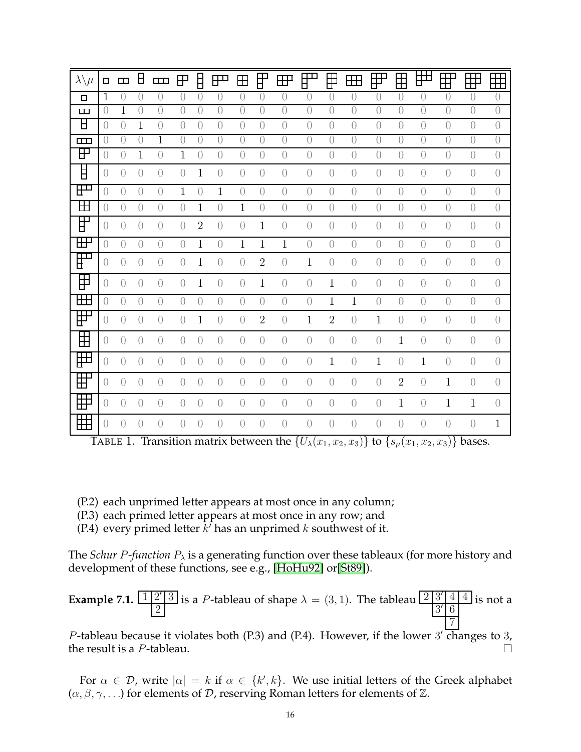| $\lambda\backslash\mu$ | $(1)$ | $(2)$ | $(1,1)$ | $(3)$ | $(2,1)$ | $(1,1,1)$ | $(3,1)$ | $(2,2)$ | $(2,1,1)$ | $(3,2)$ | $(3,1,1)$ | $(2,2,1)$ | $(3,3)$ | $(3,2,1)$ | $(2,2,2)$ | $(3,3,1)$ | $(3,2,2)$ | $(3,3,2)$ | $(3,3,3)$ |
|---|---|---|---|---|---|---|---|---|---|---|---|---|---|---|---|---|---|---|---|
| $(1)$ | 1 | 0 | 0 | 0 | 0 | 0 | 0 | 0 | 0 | 0 | 0 | 0 | 0 | 0 | 0 | 0 | 0 | 0 | 0 |
| $(2)$ | 0 | 1 | 0 | 0 | 0 | 0 | 0 | 0 | 0 | 0 | 0 | 0 | 0 | 0 | 0 | 0 | 0 | 0 | 0 |
| $(1,1)$ | 0 | 0 | 1 | 0 | 0 | 0 | 0 | 0 | 0 | 0 | 0 | 0 | 0 | 0 | 0 | 0 | 0 | 0 | 0 |
| $(3)$ | 0 | 0 | 0 | 1 | 0 | 0 | 0 | 0 | 0 | 0 | 0 | 0 | 0 | 0 | 0 | 0 | 0 | 0 | 0 |
| $(2,1)$ | 0 | 0 | 1 | 0 | 1 | 0 | 0 | 0 | 0 | 0 | 0 | 0 | 0 | 0 | 0 | 0 | 0 | 0 | 0 |
| $(1,1,1)$ | 0 | 0 | 0 | 0 | 0 | 1 | 0 | 0 | 0 | 0 | 0 | 0 | 0 | 0 | 0 | 0 | 0 | 0 | 0 |
| $(3,1)$ | 0 | 0 | 0 | 0 | 1 | 0 | 1 | 0 | 0 | 0 | 0 | 0 | 0 | 0 | 0 | 0 | 0 | 0 | 0 |
| $(2,2)$ | 0 | 0 | 0 | 0 | 0 | 1 | 0 | 1 | 0 | 0 | 0 | 0 | 0 | 0 | 0 | 0 | 0 | 0 | 0 |
| $(2,1,1)$ | 0 | 0 | 0 | 0 | 0 | 2 | 0 | 0 | 1 | 0 | 0 | 0 | 0 | 0 | 0 | 0 | 0 | 0 | 0 |
| $(3,2)$ | 0 | 0 | 0 | 0 | 0 | 1 | 0 | 1 | 1 | 1 | 0 | 0 | 0 | 0 | 0 | 0 | 0 | 0 | 0 |
| $(3,1,1)$ | 0 | 0 | 0 | 0 | 0 | 1 | 0 | 0 | 2 | 0 | 1 | 0 | 0 | 0 | 0 | 0 | 0 | 0 | 0 |
| $(2,2,1)$ | 0 | 0 | 0 | 0 | 0 | 1 | 0 | 0 | 1 | 0 | 0 | 1 | 0 | 0 | 0 | 0 | 0 | 0 | 0 |
| $(3,3)$ | 0 | 0 | 0 | 0 | 0 | 0 | 0 | 0 | 0 | 0 | 0 | 1 | 1 | 0 | 0 | 0 | 0 | 0 | 0 |
| $(3,2,1)$ | 0 | 0 | 0 | 0 | 0 | 1 | 0 | 0 | 2 | 0 | 1 | 2 | 0 | 1 | 0 | 0 | 0 | 0 | 0 |
| $(2,2,2)$ | 0 | 0 | 0 | 0 | 0 | 0 | 0 | 0 | 0 | 0 | 0 | 0 | 0 | 0 | 1 | 0 | 0 | 0 | 0 |
| $(3,3,1)$ | 0 | 0 | 0 | 0 | 0 | 0 | 0 | 0 | 0 | 0 | 0 | 1 | 0 | 1 | 0 | 1 | 0 | 0 | 0 |
| $(3,2,2)$ | 0 | 0 | 0 | 0 | 0 | 0 | 0 | 0 | 0 | 0 | 0 | 0 | 0 | 0 | 2 | 0 | 1 | 0 | 0 |
| $(3,3,2)$ | 0 | 0 | 0 | 0 | 0 | 0 | 0 | 0 | 0 | 0 | 0 | 0 | 0 | 0 | 1 | 0 | 1 | 1 | 0 |
| $(3,3,3)$ | 0 | 0 | 0 | 0 | 0 | 0 | 0 | 0 | 0 | 0 | 0 | 0 | 0 | 0 | 0 | 0 | 0 | 0 | 1 |

TABLE 1. Transition matrix between the $\{U_\lambda(x_1, x_2, x_3)\}$ to $\{s_\mu(x_1, x_2, x_3)\}$ bases.

(P.2) each unprimed letter appears at most once in any column;
(P.3) each primed letter appears at most once in any row; and
(P.4) every primed letter $k'$ has an unprimed $k$ southwest of it.

The *Schur $P$-function* $P_\lambda$ is a generating function over these tableaux (for more history and development of these functions, see e.g., [HoHu92] or[St89]).

**Example 7.1.** $\begin{array}{|c|c|c|}\hline 1 & 2' & 3 \\ \hline \end{array}$ over $\begin{array}{|c|}\hline 2 \\ \hline \end{array}$ (second row shifted one box right) is a $P$-tableau of shape $\lambda = (3, 1)$. The tableau with rows $2\ 3'\ 4\ 4$, $3'\ 6$, $7$ (shifted) is not a $P$-tableau because it violates both (P.3) and (P.4). However, if the lower $3'$ changes to $3$, the result is a $P$-tableau. $\square$

For $\alpha \in \mathcal{D}$, write $|\alpha| = k$ if $\alpha \in \{k', k\}$. We use initial letters of the Greek alphabet $(\alpha, \beta, \gamma, \ldots)$ for elements of $\mathcal{D}$, reserving Roman letters for elements of $\mathbb{Z}$.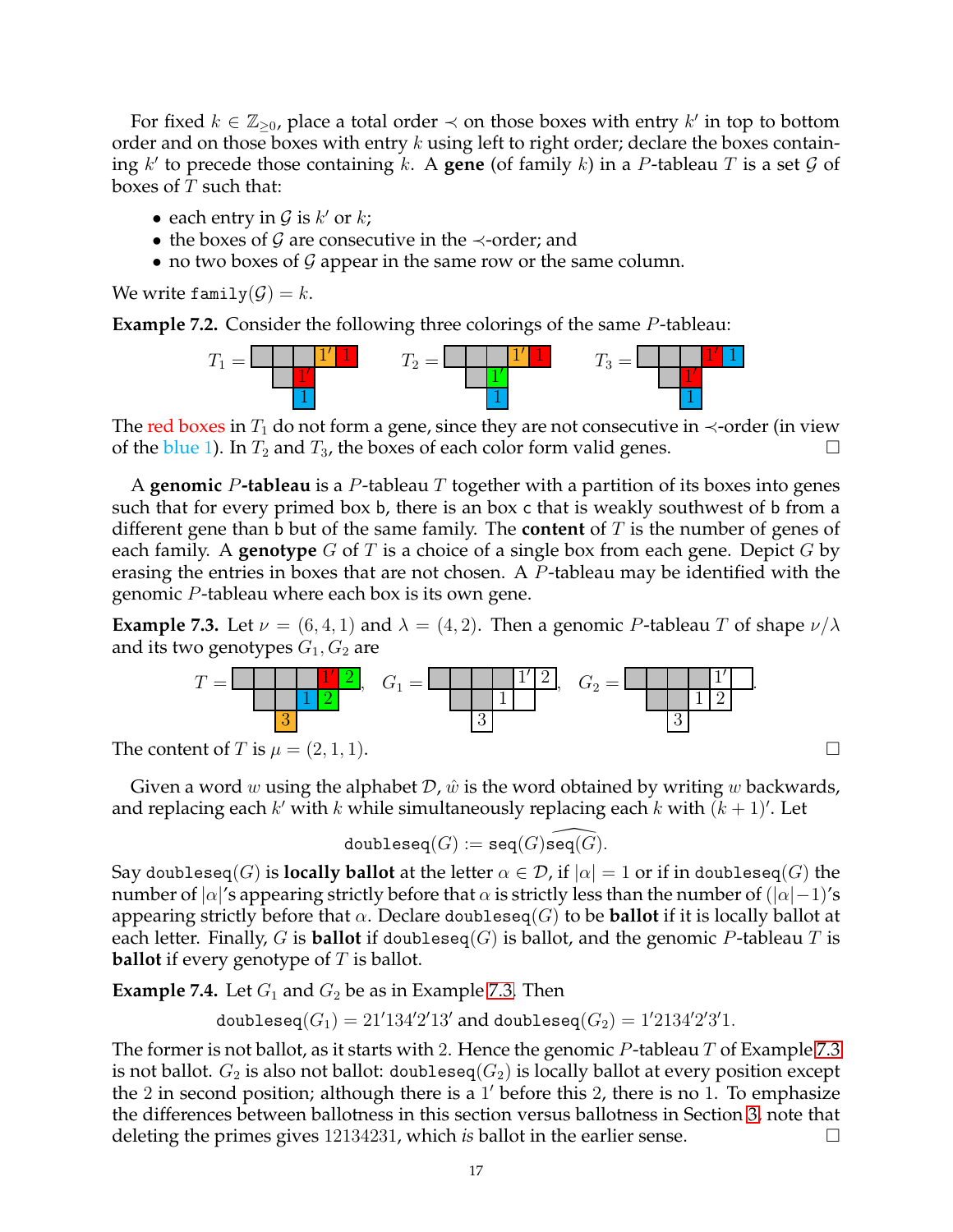For fixed $k \in \mathbb{Z}_{\geq 0}$, place a total order $\prec$ on those boxes with entry $k'$ in top to bottom order and on those boxes with entry $k$ using left to right order; declare the boxes containing $k'$ to precede those containing $k$. A **gene** (of family $k$) in a $P$-tableau $T$ is a set $\mathcal{G}$ of boxes of $T$ such that:

- each entry in $\mathcal{G}$ is $k'$ or $k$;
- the boxes of $\mathcal{G}$ are consecutive in the $\prec$-order; and
- no two boxes of $\mathcal{G}$ appear in the same row or the same column.

We write $\mathtt{family}(\mathcal{G}) = k$.

**Example 7.2.** Consider the following three colorings of the same $P$-tableau:

$T_1 =$ , $T_2 =$ , $T_3 =$

The red boxes in $T_1$ do not form a gene, since they are not consecutive in $\prec$-order (in view of the blue 1). In $T_2$ and $T_3$, the boxes of each color form valid genes. □

A **genomic $P$-tableau** is a $P$-tableau $T$ together with a partition of its boxes into genes such that for every primed box $\mathsf{b}$, there is an box $\mathsf{c}$ that is weakly southwest of $\mathsf{b}$ from a different gene than $\mathsf{b}$ but of the same family. The **content** of $T$ is the number of genes of each family. A **genotype** $G$ of $T$ is a choice of a single box from each gene. Depict $G$ by erasing the entries in boxes that are not chosen. A $P$-tableau may be identified with the genomic $P$-tableau where each box is its own gene.

**Example 7.3.** Let $\nu = (6, 4, 1)$ and $\lambda = (4, 2)$. Then a genomic $P$-tableau $T$ of shape $\nu/\lambda$ and its two genotypes $G_1, G_2$ are

$T =$ , $G_1 =$ , $G_2 =$ .

The content of $T$ is $\mu = (2, 1, 1)$. □

Given a word $w$ using the alphabet $\mathcal{D}$, $\hat{w}$ is the word obtained by writing $w$ backwards, and replacing each $k'$ with $k$ while simultaneously replacing each $k$ with $(k+1)'$. Let

$$\mathtt{doubleseq}(G) := \mathtt{seq}(G)\widehat{\mathtt{seq}(G)}.$$

Say $\mathtt{doubleseq}(G)$ is **locally ballot** at the letter $\alpha \in \mathcal{D}$, if $|\alpha| = 1$ or if in $\mathtt{doubleseq}(G)$ the number of $|\alpha|$'s appearing strictly before that $\alpha$ is strictly less than the number of $(|\alpha|-1)$'s appearing strictly before that $\alpha$. Declare $\mathtt{doubleseq}(G)$ to be **ballot** if it is locally ballot at each letter. Finally, $G$ is **ballot** if $\mathtt{doubleseq}(G)$ is ballot, and the genomic $P$-tableau $T$ is **ballot** if every genotype of $T$ is ballot.

**Example 7.4.** Let $G_1$ and $G_2$ be as in Example 7.3. Then

$$\mathtt{doubleseq}(G_1) = 21'134'2'13' \text{ and } \mathtt{doubleseq}(G_2) = 1'2134'2'3'1.$$

The former is not ballot, as it starts with 2. Hence the genomic $P$-tableau $T$ of Example 7.3 is not ballot. $G_2$ is also not ballot: $\mathtt{doubleseq}(G_2)$ is locally ballot at every position except the 2 in second position; although there is a $1'$ before this 2, there is no 1. To emphasize the differences between ballotness in this section versus ballotness in Section 3, note that deleting the primes gives 12134231, which *is* ballot in the earlier sense. □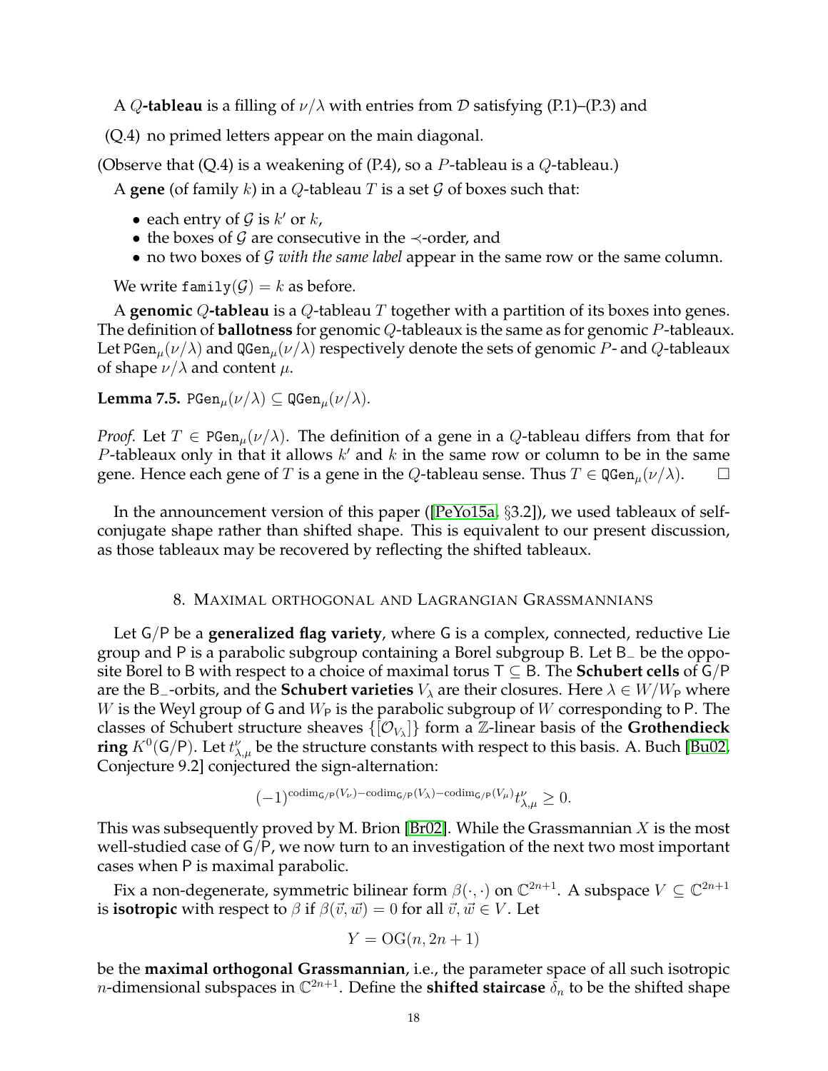A $Q$**-tableau** is a filling of $\nu/\lambda$ with entries from $\mathcal{D}$ satisfying (P.1)–(P.3) and

(Q.4) no primed letters appear on the main diagonal.

(Observe that (Q.4) is a weakening of (P.4), so a $P$-tableau is a $Q$-tableau.)

A **gene** (of family $k$) in a $Q$-tableau $T$ is a set $\mathcal{G}$ of boxes such that:

- each entry of $\mathcal{G}$ is $k'$ or $k$,
- the boxes of $\mathcal{G}$ are consecutive in the $\prec$-order, and
- no two boxes of $\mathcal{G}$ *with the same label* appear in the same row or the same column.

We write $\texttt{family}(\mathcal{G}) = k$ as before.

A **genomic** $Q$**-tableau** is a $Q$-tableau $T$ together with a partition of its boxes into genes. The definition of **ballotness** for genomic $Q$-tableaux is the same as for genomic $P$-tableaux. Let $\texttt{PGen}_\mu(\nu/\lambda)$ and $\texttt{QGen}_\mu(\nu/\lambda)$ respectively denote the sets of genomic $P$- and $Q$-tableaux of shape $\nu/\lambda$ and content $\mu$.

**Lemma 7.5.** $\texttt{PGen}_\mu(\nu/\lambda) \subseteq \texttt{QGen}_\mu(\nu/\lambda)$.

*Proof.* Let $T \in \texttt{PGen}_\mu(\nu/\lambda)$. The definition of a gene in a $Q$-tableau differs from that for $P$-tableaux only in that it allows $k'$ and $k$ in the same row or column to be in the same gene. Hence each gene of $T$ is a gene in the $Q$-tableau sense. Thus $T \in \texttt{QGen}_\mu(\nu/\lambda)$. $\square$

In the announcement version of this paper ([PeYo15a, §3.2]), we used tableaux of self-conjugate shape rather than shifted shape. This is equivalent to our present discussion, as those tableaux may be recovered by reflecting the shifted tableaux.

## 8. Maximal orthogonal and Lagrangian Grassmannians

Let $\mathsf{G}/\mathsf{P}$ be a **generalized flag variety**, where $\mathsf{G}$ is a complex, connected, reductive Lie group and $\mathsf{P}$ is a parabolic subgroup containing a Borel subgroup $\mathsf{B}$. Let $\mathsf{B}_-$ be the opposite Borel to $\mathsf{B}$ with respect to a choice of maximal torus $\mathsf{T} \subseteq \mathsf{B}$. The **Schubert cells** of $\mathsf{G}/\mathsf{P}$ are the $\mathsf{B}_-$-orbits, and the **Schubert varieties** $V_\lambda$ are their closures. Here $\lambda \in W/W_\mathsf{P}$ where $W$ is the Weyl group of $\mathsf{G}$ and $W_\mathsf{P}$ is the parabolic subgroup of $W$ corresponding to $\mathsf{P}$. The classes of Schubert structure sheaves $\{[\mathcal{O}_{V_\lambda}]\}$ form a $\mathbb{Z}$-linear basis of the **Grothendieck ring** $K^0(\mathsf{G}/\mathsf{P})$. Let $t^\nu_{\lambda,\mu}$ be the structure constants with respect to this basis. A. Buch [Bu02, Conjecture 9.2] conjectured the sign-alternation:

$$(-1)^{\mathrm{codim}_{\mathsf{G}/\mathsf{P}}(V_\nu) - \mathrm{codim}_{\mathsf{G}/\mathsf{P}}(V_\lambda) - \mathrm{codim}_{\mathsf{G}/\mathsf{P}}(V_\mu)} t^\nu_{\lambda,\mu} \geq 0.$$

This was subsequently proved by M. Brion [Br02]. While the Grassmannian $X$ is the most well-studied case of $\mathsf{G}/\mathsf{P}$, we now turn to an investigation of the next two most important cases when $\mathsf{P}$ is maximal parabolic.

Fix a non-degenerate, symmetric bilinear form $\beta(\cdot,\cdot)$ on $\mathbb{C}^{2n+1}$. A subspace $V \subseteq \mathbb{C}^{2n+1}$ is **isotropic** with respect to $\beta$ if $\beta(\vec{v},\vec{w}) = 0$ for all $\vec{v},\vec{w} \in V$. Let

$$Y = \mathrm{OG}(n, 2n+1)$$

be the **maximal orthogonal Grassmannian**, i.e., the parameter space of all such isotropic $n$-dimensional subspaces in $\mathbb{C}^{2n+1}$. Define the **shifted staircase** $\delta_n$ to be the shifted shape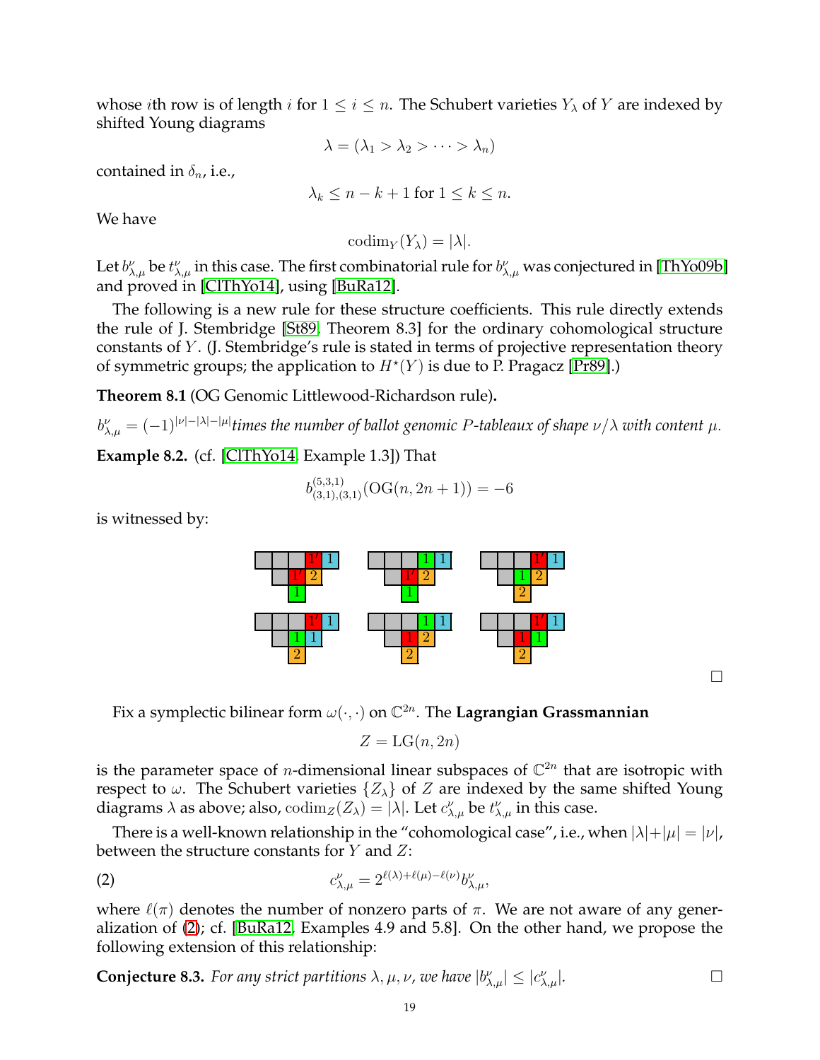whose $i$th row is of length $i$ for $1 \leq i \leq n$. The Schubert varieties $Y_\lambda$ of $Y$ are indexed by shifted Young diagrams

$$\lambda = (\lambda_1 > \lambda_2 > \cdots > \lambda_n)$$

contained in $\delta_n$, i.e.,

$$\lambda_k \leq n - k + 1 \text{ for } 1 \leq k \leq n.$$

We have

$$\mathrm{codim}_Y(Y_\lambda) = |\lambda|.$$

Let $b_{\lambda,\mu}^{\nu}$ be $t_{\lambda,\mu}^{\nu}$ in this case. The first combinatorial rule for $b_{\lambda,\mu}^{\nu}$ was conjectured in [ThYo09b] and proved in [ClThYo14], using [BuRa12].

The following is a new rule for these structure coefficients. This rule directly extends the rule of J. Stembridge [St89, Theorem 8.3] for the ordinary cohomological structure constants of $Y$. (J. Stembridge's rule is stated in terms of projective representation theory of symmetric groups; the application to $H^\star(Y)$ is due to P. Pragacz [Pr89].)

**Theorem 8.1** (OG Genomic Littlewood-Richardson rule)**.**

*$b_{\lambda,\mu}^{\nu} = (-1)^{|\nu|-|\lambda|-|\mu|}$ times the number of ballot genomic $P$-tableaux of shape $\nu/\lambda$ with content $\mu$.*

**Example 8.2.** (cf. [ClThYo14, Example 1.3]) That

$$b_{(3,1),(3,1)}^{(5,3,1)}(\mathrm{OG}(n, 2n+1)) = -6$$

is witnessed by:

| | | | | | | | | | | | | | | | | | |
|---|---|---|---|---|---|---|---|---|---|---|---|---|---|---|---|---|---|
| ■ | ■ | ■ | 1′ | 1 | | ■ | ■ | ■ | 1 | 1 | | ■ | ■ | ■ | 1′ | 1 |
| | ■ | 1′ | 2 | | | | ■ | 1′ | 2 | | | | ■ | 1 | 2 | |
| | | 1 | | | | | | 1 | | | | | | 2 | | |

| | | | | | | | | | | | | | | | | | |
|---|---|---|---|---|---|---|---|---|---|---|---|---|---|---|---|---|---|
| ■ | ■ | ■ | 1′ | 1 | | ■ | ■ | ■ | 1 | 1 | | ■ | ■ | ■ | 1′ | 1 |
| | ■ | 1 | 1 | | | | ■ | 1 | 2 | | | | ■ | 1 | 1 | |
| | | 2 | | | | | | 2 | | | | | | 2 | | |

□

Fix a symplectic bilinear form $\omega(\cdot,\cdot)$ on $\mathbb{C}^{2n}$. The **Lagrangian Grassmannian**

$$Z = \mathrm{LG}(n, 2n)$$

is the parameter space of $n$-dimensional linear subspaces of $\mathbb{C}^{2n}$ that are isotropic with respect to $\omega$. The Schubert varieties $\{Z_\lambda\}$ of $Z$ are indexed by the same shifted Young diagrams $\lambda$ as above; also, $\mathrm{codim}_Z(Z_\lambda) = |\lambda|$. Let $c_{\lambda,\mu}^{\nu}$ be $t_{\lambda,\mu}^{\nu}$ in this case.

There is a well-known relationship in the "cohomological case", i.e., when $|\lambda|+|\mu| = |\nu|$, between the structure constants for $Y$ and $Z$:

$$c_{\lambda,\mu}^{\nu} = 2^{\ell(\lambda)+\ell(\mu)-\ell(\nu)} b_{\lambda,\mu}^{\nu}, \tag{2}$$

where $\ell(\pi)$ denotes the number of nonzero parts of $\pi$. We are not aware of any generalization of (2); cf. [BuRa12, Examples 4.9 and 5.8]. On the other hand, we propose the following extension of this relationship:

**Conjecture 8.3.** *For any strict partitions $\lambda, \mu, \nu$, we have $|b_{\lambda,\mu}^{\nu}| \leq |c_{\lambda,\mu}^{\nu}|$.* □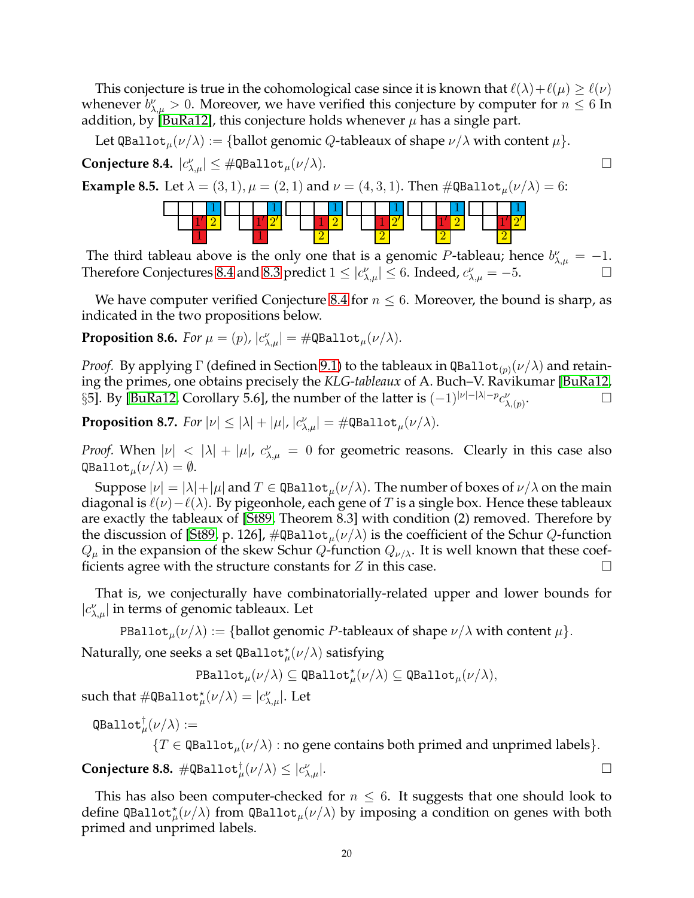This conjecture is true in the cohomological case since it is known that $\ell(\lambda)+\ell(\mu) \geq \ell(\nu)$ whenever $b^{\nu}_{\lambda,\mu} > 0$. Moreover, we have verified this conjecture by computer for $n \leq 6$ In addition, by [BuRa12], this conjecture holds whenever $\mu$ has a single part.

Let $\mathtt{QBallot}_{\mu}(\nu/\lambda) := \{$ballot genomic $Q$-tableaux of shape $\nu/\lambda$ with content $\mu\}$.

**Conjecture 8.4.** $|c^{\nu}_{\lambda,\mu}| \leq \#\mathtt{QBallot}_{\mu}(\nu/\lambda)$. □

**Example 8.5.** Let $\lambda = (3,1)$, $\mu = (2,1)$ and $\nu = (4,3,1)$. Then $\#\mathtt{QBallot}_{\mu}(\nu/\lambda) = 6$:

| | | | 1 |
|---|---|---|---|
| | 1′ | 2 | |
| 1 | | | |

| | | | 1 |
|---|---|---|---|
| | 1′ | 2′ | |
| 1 | | | |

| | | | 1 |
|---|---|---|---|
| | 1 | 2 | |
| 2 | | | |

| | | | 1 |
|---|---|---|---|
| | 1 | 2′ | |
| 2 | | | |

| | | | 1 |
|---|---|---|---|
| | 1′ | 2 | |
| 2 | | | |

| | | | 1 |
|---|---|---|---|
| | 1′ | 2′ | |
| 2 | | | |

The third tableau above is the only one that is a genomic $P$-tableau; hence $b^{\nu}_{\lambda,\mu} = -1$. Therefore Conjectures 8.4 and 8.3 predict $1 \leq |c^{\nu}_{\lambda,\mu}| \leq 6$. Indeed, $c^{\nu}_{\lambda,\mu} = -5$. □

We have computer verified Conjecture 8.4 for $n \leq 6$. Moreover, the bound is sharp, as indicated in the two propositions below.

**Proposition 8.6.** *For $\mu = (p)$, $|c^{\nu}_{\lambda,\mu}| = \#\mathtt{QBallot}_{\mu}(\nu/\lambda)$.*

*Proof.* By applying $\Gamma$ (defined in Section 9.1) to the tableaux in $\mathtt{QBallot}_{(p)}(\nu/\lambda)$ and retaining the primes, one obtains precisely the *KLG-tableaux* of A. Buch–V. Ravikumar [BuRa12, §5]. By [BuRa12, Corollary 5.6], the number of the latter is $(-1)^{|\nu|-|\lambda|-p}c^{\nu}_{\lambda,(p)}$. □

**Proposition 8.7.** *For $|\nu| \leq |\lambda| + |\mu|$, $|c^{\nu}_{\lambda,\mu}| = \#\mathtt{QBallot}_{\mu}(\nu/\lambda)$.*

*Proof.* When $|\nu| < |\lambda| + |\mu|$, $c^{\nu}_{\lambda,\mu} = 0$ for geometric reasons. Clearly in this case also $\mathtt{QBallot}_{\mu}(\nu/\lambda) = \emptyset$.

Suppose $|\nu| = |\lambda|+|\mu|$ and $T \in \mathtt{QBallot}_{\mu}(\nu/\lambda)$. The number of boxes of $\nu/\lambda$ on the main diagonal is $\ell(\nu)-\ell(\lambda)$. By pigeonhole, each gene of $T$ is a single box. Hence these tableaux are exactly the tableaux of [St89, Theorem 8.3] with condition (2) removed. Therefore by the discussion of [St89, p. 126], $\#\mathtt{QBallot}_{\mu}(\nu/\lambda)$ is the coefficient of the Schur $Q$-function $Q_{\mu}$ in the expansion of the skew Schur $Q$-function $Q_{\nu/\lambda}$. It is well known that these coefficients agree with the structure constants for $Z$ in this case. □

That is, we conjecturally have combinatorially-related upper and lower bounds for $|c^{\nu}_{\lambda,\mu}|$ in terms of genomic tableaux. Let

$$\mathtt{PBallot}_{\mu}(\nu/\lambda) := \{\text{ballot genomic } P\text{-tableaux of shape } \nu/\lambda \text{ with content } \mu\}.$$

Naturally, one seeks a set $\mathtt{QBallot}^{\star}_{\mu}(\nu/\lambda)$ satisfying

$$\mathtt{PBallot}_{\mu}(\nu/\lambda) \subseteq \mathtt{QBallot}^{\star}_{\mu}(\nu/\lambda) \subseteq \mathtt{QBallot}_{\mu}(\nu/\lambda),$$

such that $\#\mathtt{QBallot}^{\star}_{\mu}(\nu/\lambda) = |c^{\nu}_{\lambda,\mu}|$. Let

$$\mathtt{QBallot}^{\dagger}_{\mu}(\nu/\lambda) := \{T \in \mathtt{QBallot}_{\mu}(\nu/\lambda) : \text{no gene contains both primed and unprimed labels}\}.$$

**Conjecture 8.8.** $\#\mathtt{QBallot}^{\dagger}_{\mu}(\nu/\lambda) \leq |c^{\nu}_{\lambda,\mu}|$. □

This has also been computer-checked for $n \leq 6$. It suggests that one should look to define $\mathtt{QBallot}^{\star}_{\mu}(\nu/\lambda)$ from $\mathtt{QBallot}_{\mu}(\nu/\lambda)$ by imposing a condition on genes with both primed and unprimed labels.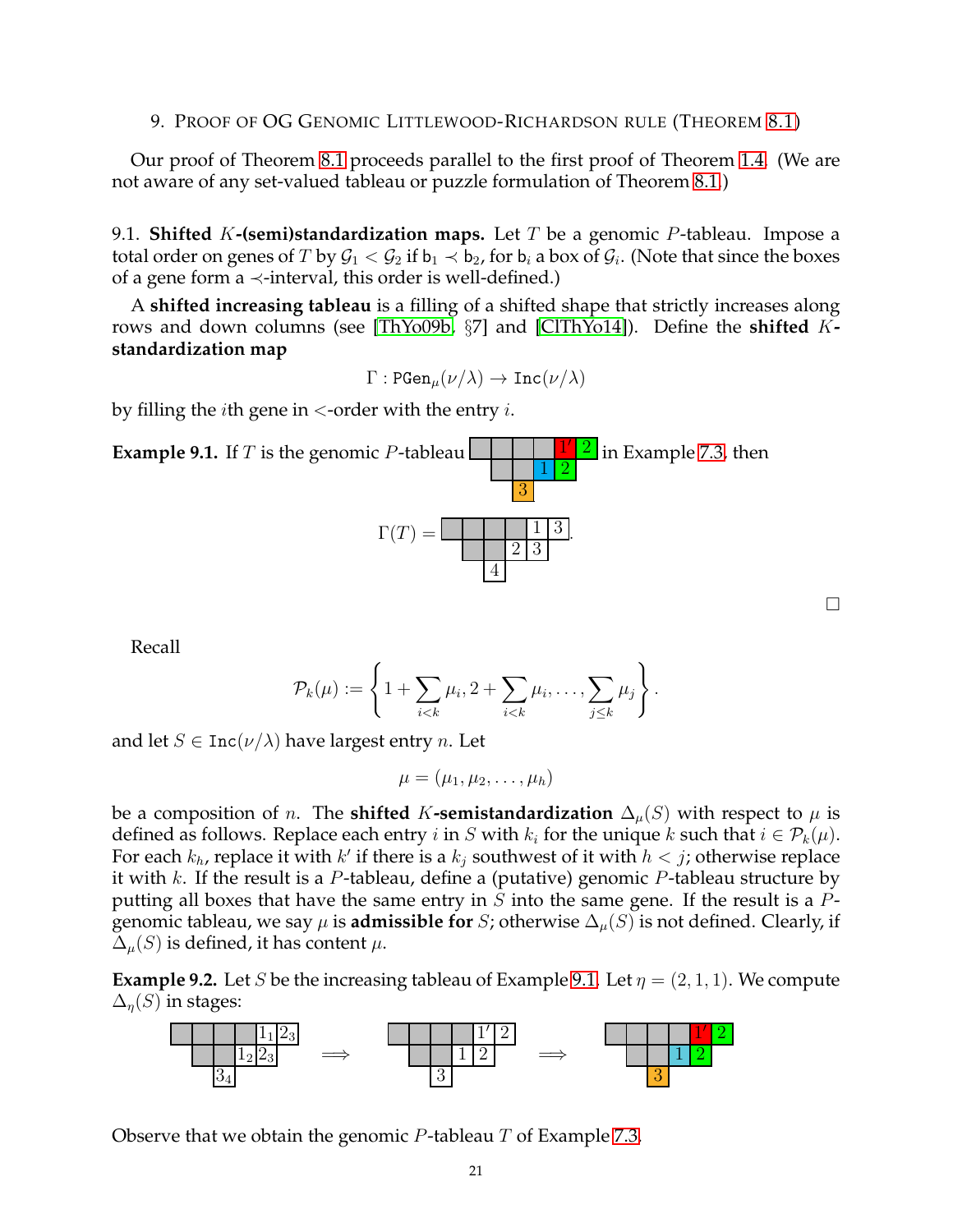## 9. Proof of OG Genomic Littlewood-Richardson rule (Theorem 8.1)

Our proof of Theorem 8.1 proceeds parallel to the first proof of Theorem 1.4. (We are not aware of any set-valued tableau or puzzle formulation of Theorem 8.1.)

### 9.1. Shifted $K$-(semi)standardization maps.

Let $T$ be a genomic $P$-tableau. Impose a total order on genes of $T$ by $\mathcal{G}_1 < \mathcal{G}_2$ if $\mathsf{b}_1 \prec \mathsf{b}_2$, for $\mathsf{b}_i$ a box of $\mathcal{G}_i$. (Note that since the boxes of a gene form a $\prec$-interval, this order is well-defined.)

A **shifted increasing tableau** is a filling of a shifted shape that strictly increases along rows and down columns (see [ThYo09b, §7] and [ClThYo14]). Define the **shifted $K$-standardization map**

$$\Gamma : \mathtt{PGen}_\mu(\nu/\lambda) \to \mathtt{Inc}(\nu/\lambda)$$

by filling the $i$th gene in $<$-order with the entry $i$.

**Example 9.1.** If $T$ is the genomic $P$-tableau

| ■ | ■ | ■ | ■ | 1′ | 2 |
|---|---|---|---|---|---|
| | ■ | ■ | 1 | 2 | |
| | | 3 | | | |

in Example 7.3, then

$$\Gamma(T) = $$

| ■ | ■ | ■ | ■ | 1 | 3 |
|---|---|---|---|---|---|
| | ■ | ■ | 2 | 3 | |
| | | 4 | | | |

□

Recall

$$\mathcal{P}_k(\mu) := \left\{1 + \sum_{i<k} \mu_i, 2 + \sum_{i<k} \mu_i, \ldots, \sum_{j \leq k} \mu_j \right\}.$$

and let $S \in \mathtt{Inc}(\nu/\lambda)$ have largest entry $n$. Let

$$\mu = (\mu_1, \mu_2, \ldots, \mu_h)$$

be a composition of $n$. The **shifted $K$-semistandardization** $\Delta_\mu(S)$ with respect to $\mu$ is defined as follows. Replace each entry $i$ in $S$ with $k_i$ for the unique $k$ such that $i \in \mathcal{P}_k(\mu)$. For each $k_h$, replace it with $k'$ if there is a $k_j$ southwest of it with $h < j$; otherwise replace it with $k$. If the result is a $P$-tableau, define a (putative) genomic $P$-tableau structure by putting all boxes that have the same entry in $S$ into the same gene. If the result is a $P$-genomic tableau, we say $\mu$ is **admissible for** $S$; otherwise $\Delta_\mu(S)$ is not defined. Clearly, if $\Delta_\mu(S)$ is defined, it has content $\mu$.

**Example 9.2.** Let $S$ be the increasing tableau of Example 9.1. Let $\eta = (2, 1, 1)$. We compute $\Delta_\eta(S)$ in stages:

| ■ | ■ | ■ | ■ | $1_1$ | $2_3$ |
|---|---|---|---|---|---|
| | ■ | ■ | $1_2$ | $2_3$ | |
| | | $3_4$ | | | |

$\Longrightarrow$

| ■ | ■ | ■ | ■ | 1′ | 2 |
|---|---|---|---|---|---|
| | ■ | ■ | 1 | 2 | |
| | | 3 | | | |

$\Longrightarrow$

| ■ | ■ | ■ | ■ | 1′ | 2 |
|---|---|---|---|---|---|
| | ■ | ■ | 1 | 2 | |
| | | 3 | | | |

Observe that we obtain the genomic $P$-tableau $T$ of Example 7.3.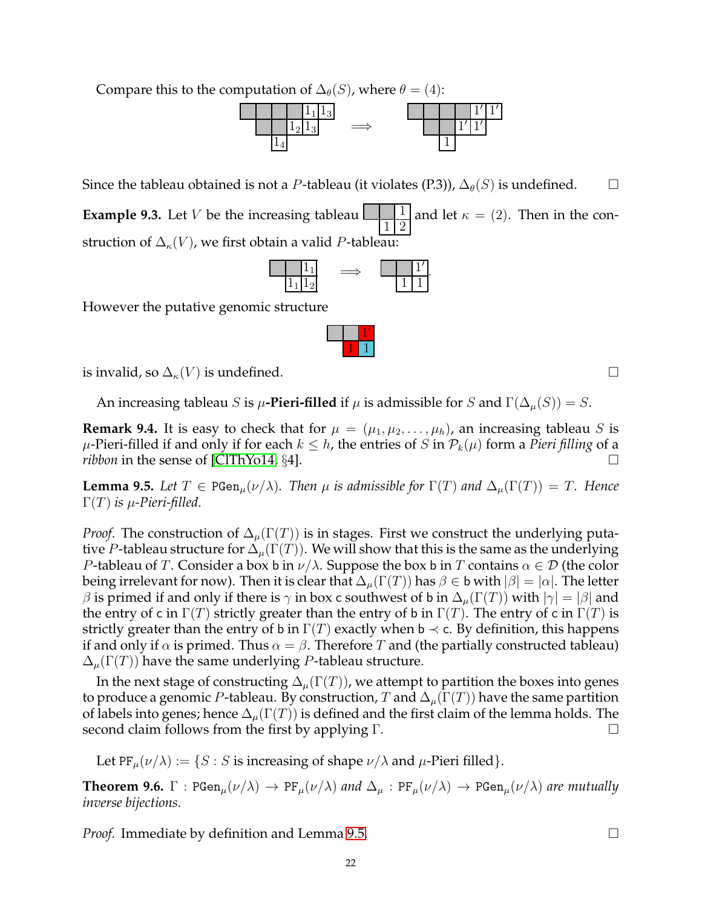Compare this to the computation of $\Delta_\theta(S)$, where $\theta = (4)$:

$$\begin{array}{ccc} \text{(tableau with entries } 1_1, 1_3 / 1_2, 1_3 / 1_4) & \Longrightarrow & \text{(tableau with entries } 1', 1' / 1', 1' / 1) \end{array}$$

Since the tableau obtained is not a $P$-tableau (it violates (P.3)), $\Delta_\theta(S)$ is undefined. □

**Example 9.3.** Let $V$ be the increasing tableau with entries $1$ / $1\,2$ and let $\kappa = (2)$. Then in the construction of $\Delta_\kappa(V)$, we first obtain a valid $P$-tableau:

$$\text{(tableau with entries } 1_1 / 1_1, 1_2) \Longrightarrow \text{(tableau with entries } 1' / 1, 1).$$

However the putative genomic structure

(tableau with entries $1'$ / $1\,1$, colored)

is invalid, so $\Delta_\kappa(V)$ is undefined. □

An increasing tableau $S$ is **$\mu$-Pieri-filled** if $\mu$ is admissible for $S$ and $\Gamma(\Delta_\mu(S)) = S$.

**Remark 9.4.** It is easy to check that for $\mu = (\mu_1, \mu_2, \ldots, \mu_h)$, an increasing tableau $S$ is $\mu$-Pieri-filled if and only if for each $k \leq h$, the entries of $S$ in $\mathcal{P}_k(\mu)$ form a *Pieri filling* of a *ribbon* in the sense of [ClThYo14, §4]. □

**Lemma 9.5.** *Let $T \in \texttt{PGen}_\mu(\nu/\lambda)$. Then $\mu$ is admissible for $\Gamma(T)$ and $\Delta_\mu(\Gamma(T)) = T$. Hence $\Gamma(T)$ is $\mu$-Pieri-filled.*

*Proof.* The construction of $\Delta_\mu(\Gamma(T))$ is in stages. First we construct the underlying putative $P$-tableau structure for $\Delta_\mu(\Gamma(T))$. We will show that this is the same as the underlying $P$-tableau of $T$. Consider a box $\mathsf{b}$ in $\nu/\lambda$. Suppose the box $\mathsf{b}$ in $T$ contains $\alpha \in \mathcal{D}$ (the color being irrelevant for now). Then it is clear that $\Delta_\mu(\Gamma(T))$ has $\beta \in \mathsf{b}$ with $|\beta| = |\alpha|$. The letter $\beta$ is primed if and only if there is $\gamma$ in box $\mathsf{c}$ southwest of $\mathsf{b}$ in $\Delta_\mu(\Gamma(T))$ with $|\gamma| = |\beta|$ and the entry of $\mathsf{c}$ in $\Gamma(T)$ strictly greater than the entry of $\mathsf{b}$ in $\Gamma(T)$. The entry of $\mathsf{c}$ in $\Gamma(T)$ is strictly greater than the entry of $\mathsf{b}$ in $\Gamma(T)$ exactly when $\mathsf{b} \prec \mathsf{c}$. By definition, this happens if and only if $\alpha$ is primed. Thus $\alpha = \beta$. Therefore $T$ and (the partially constructed tableau) $\Delta_\mu(\Gamma(T))$ have the same underlying $P$-tableau structure.

In the next stage of constructing $\Delta_\mu(\Gamma(T))$, we attempt to partition the boxes into genes to produce a genomic $P$-tableau. By construction, $T$ and $\Delta_\mu(\Gamma(T))$ have the same partition of labels into genes; hence $\Delta_\mu(\Gamma(T))$ is defined and the first claim of the lemma holds. The second claim follows from the first by applying $\Gamma$. □

Let $\texttt{PF}_\mu(\nu/\lambda) := \{S : S \text{ is increasing of shape } \nu/\lambda \text{ and } \mu\text{-Pieri filled}\}$.

**Theorem 9.6.** *$\Gamma : \texttt{PGen}_\mu(\nu/\lambda) \to \texttt{PF}_\mu(\nu/\lambda)$ and $\Delta_\mu : \texttt{PF}_\mu(\nu/\lambda) \to \texttt{PGen}_\mu(\nu/\lambda)$ are mutually inverse bijections.*

*Proof.* Immediate by definition and Lemma 9.5. □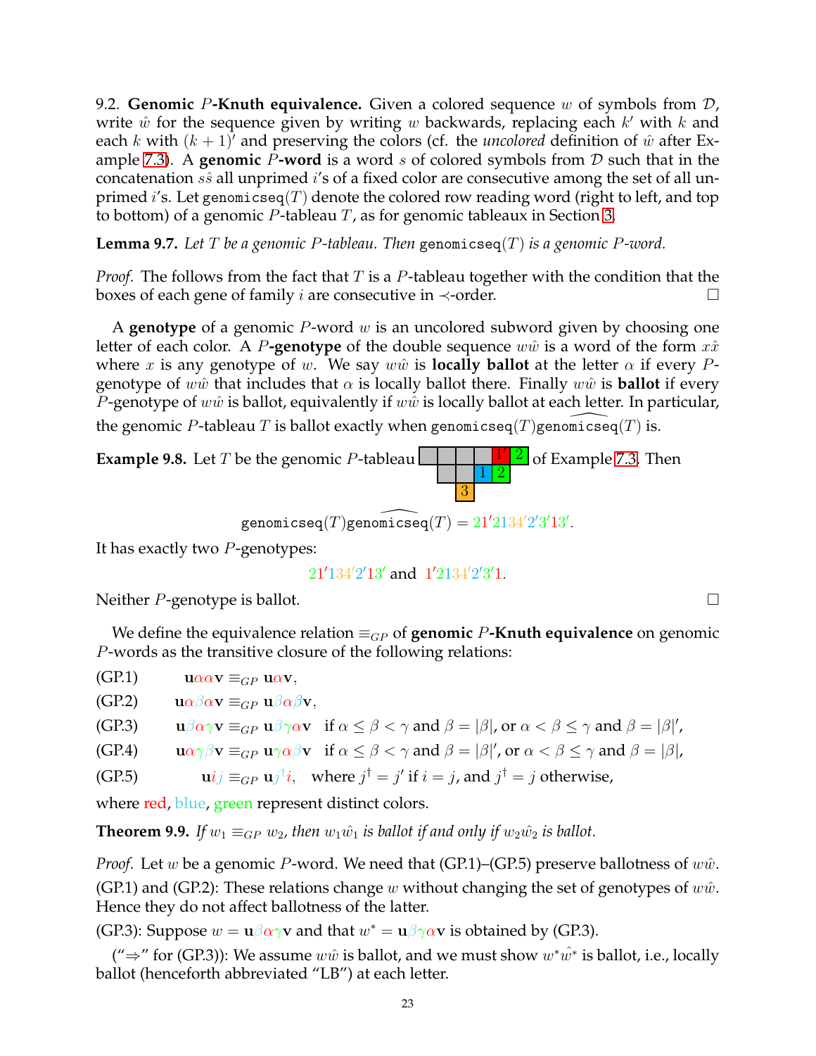9.2. **Genomic $P$-Knuth equivalence.** Given a colored sequence $w$ of symbols from $\mathcal{D}$, write $\hat{w}$ for the sequence given by writing $w$ backwards, replacing each $k'$ with $k$ and each $k$ with $(k+1)'$ and preserving the colors (cf. the *uncolored* definition of $\hat{w}$ after Example 7.3). A **genomic** $P$**-word** is a word $s$ of colored symbols from $\mathcal{D}$ such that in the concatenation $s\hat{s}$ all unprimed $i$'s of a fixed color are consecutive among the set of all unprimed $i$'s. Let $\texttt{genomicseq}(T)$ denote the colored row reading word (right to left, and top to bottom) of a genomic $P$-tableau $T$, as for genomic tableaux in Section 3.

**Lemma 9.7.** *Let $T$ be a genomic $P$-tableau. Then $\texttt{genomicseq}(T)$ is a genomic $P$-word.*

*Proof.* The follows from the fact that $T$ is a $P$-tableau together with the condition that the boxes of each gene of family $i$ are consecutive in $\prec$-order. □

A **genotype** of a genomic $P$-word $w$ is an uncolored subword given by choosing one letter of each color. A $P$**-genotype** of the double sequence $w\hat{w}$ is a word of the form $x\hat{x}$ where $x$ is any genotype of $w$. We say $w\hat{w}$ is **locally ballot** at the letter $\alpha$ if every $P$-genotype of $w\hat{w}$ that includes that $\alpha$ is locally ballot there. Finally $w\hat{w}$ is **ballot** if every $P$-genotype of $w\hat{w}$ is ballot, equivalently if $w\hat{w}$ is locally ballot at each letter. In particular, the genomic $P$-tableau $T$ is ballot exactly when $\texttt{genomicseq}(T)\widehat{\texttt{genomicseq}(T)}$ is.

**Example 9.8.** Let $T$ be the genomic $P$-tableau (with first row: four empty boxes, $1'$ (red), $2$ (green); second row: two empty boxes, $1$ (blue), $2$ (green); third row: $3$ (orange)) of Example 7.3. Then

$$\texttt{genomicseq}(T)\widehat{\texttt{genomicseq}(T)} = 21'2134'2'3'13'.$$

It has exactly two $P$-genotypes:

$$21'134'2'13' \text{ and } 1'2134'2'3'1.$$

Neither $P$-genotype is ballot. □

We define the equivalence relation $\equiv_{GP}$ of **genomic $P$-Knuth equivalence** on genomic $P$-words as the transitive closure of the following relations:

(GP.1) $\quad \mathbf{u}\alpha\alpha\mathbf{v} \equiv_{GP} \mathbf{u}\alpha\mathbf{v}$,

(GP.2) $\quad \mathbf{u}\alpha\beta\alpha\mathbf{v} \equiv_{GP} \mathbf{u}\beta\alpha\beta\mathbf{v}$,

(GP.3) $\quad \mathbf{u}\beta\alpha\gamma\mathbf{v} \equiv_{GP} \mathbf{u}\beta\gamma\alpha\mathbf{v}$ if $\alpha \leq \beta < \gamma$ and $\beta = |\beta|$, or $\alpha < \beta \leq \gamma$ and $\beta = |\beta|'$,

(GP.4) $\quad \mathbf{u}\alpha\gamma\beta\mathbf{v} \equiv_{GP} \mathbf{u}\gamma\alpha\beta\mathbf{v}$ if $\alpha \leq \beta < \gamma$ and $\beta = |\beta|'$, or $\alpha < \beta \leq \gamma$ and $\beta = |\beta|$,

(GP.5) $\quad \mathbf{u}ij \equiv_{GP} \mathbf{u}j^{\dagger}i$, where $j^{\dagger} = j'$ if $i = j$, and $j^{\dagger} = j$ otherwise,

where red, blue, green represent distinct colors.

**Theorem 9.9.** *If $w_1 \equiv_{GP} w_2$, then $w_1\hat{w}_1$ is ballot if and only if $w_2\hat{w}_2$ is ballot.*

*Proof.* Let $w$ be a genomic $P$-word. We need that (GP.1)–(GP.5) preserve ballotness of $w\hat{w}$.
(GP.1) and (GP.2): These relations change $w$ without changing the set of genotypes of $w\hat{w}$. Hence they do not affect ballotness of the latter.
(GP.3): Suppose $w = \mathbf{u}\beta\alpha\gamma\mathbf{v}$ and that $w^* = \mathbf{u}\beta\gamma\alpha\mathbf{v}$ is obtained by (GP.3).

("$\Rightarrow$" for (GP.3)): We assume $w\hat{w}$ is ballot, and we must show $w^*\hat{w}^*$ is ballot, i.e., locally ballot (henceforth abbreviated "LB") at each letter.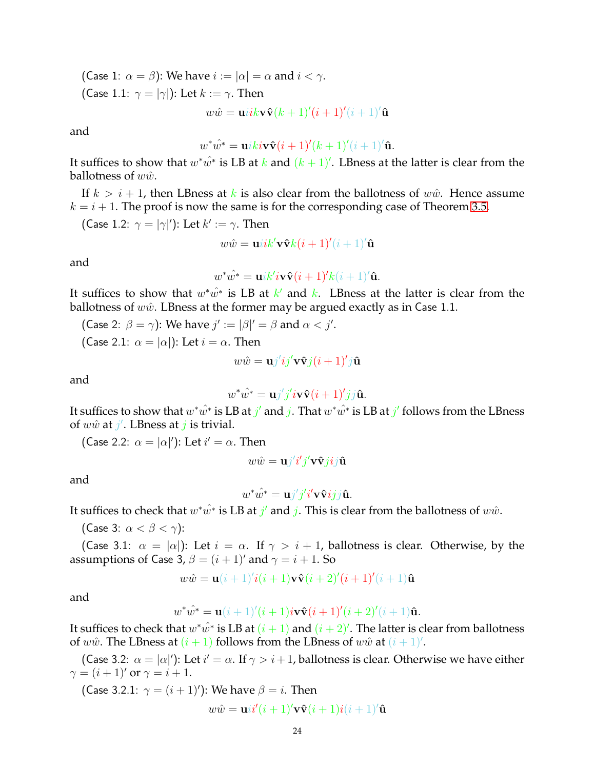(Case 1: $\alpha = \beta$): We have $i := |\alpha| = \alpha$ and $i < \gamma$.

(Case 1.1: $\gamma = |\gamma|$): Let $k := \gamma$. Then

$$w\hat{w} = \mathbf{u}ik\mathbf{v}\hat{\mathbf{v}}(k+1)'(i+1)'(i+1)'\hat{\mathbf{u}}$$

and

$$w^*\hat{w^*} = \mathbf{u}iki\mathbf{v}\hat{\mathbf{v}}(i+1)'(k+1)'(i+1)'\hat{\mathbf{u}}.$$

It suffices to show that $w^*\hat{w^*}$ is LB at $k$ and $(k+1)'$. LBness at the latter is clear from the ballotness of $w\hat{w}$.

If $k > i+1$, then LBness at $k$ is also clear from the ballotness of $w\hat{w}$. Hence assume $k = i+1$. The proof is now the same is for the corresponding case of Theorem 3.5.

(Case 1.2: $\gamma = |\gamma|'$): Let $k' := \gamma$. Then

$$w\hat{w} = \mathbf{u}ik'\mathbf{v}\hat{\mathbf{v}}k(i+1)'(i+1)'\hat{\mathbf{u}}$$

and

$$w^*\hat{w^*} = \mathbf{u}ik'i\mathbf{v}\hat{\mathbf{v}}(i+1)'k(i+1)'\hat{\mathbf{u}}.$$

It suffices to show that $w^*\hat{w^*}$ is LB at $k'$ and $k$. LBness at the latter is clear from the ballotness of $w\hat{w}$. LBness at the former may be argued exactly as in Case 1.1.

(Case 2: $\beta = \gamma$): We have $j' := |\beta|' = \beta$ and $\alpha < j'$.

(Case 2.1: $\alpha = |\alpha|$): Let $i = \alpha$. Then

$$w\hat{w} = \mathbf{u}j'ij'\mathbf{v}\hat{\mathbf{v}}j(i+1)'j\hat{\mathbf{u}}$$

and

$$w^*\hat{w^*} = \mathbf{u}j'j'i\mathbf{v}\hat{\mathbf{v}}(i+1)'jj\hat{\mathbf{u}}.$$

It suffices to show that $w^*\hat{w^*}$ is LB at $j'$ and $j$. That $w^*\hat{w^*}$ is LB at $j'$ follows from the LBness of $w\hat{w}$ at $j'$. LBness at $j$ is trivial.

(Case 2.2: $\alpha = |\alpha|'$): Let $i' = \alpha$. Then

$$w\hat{w} = \mathbf{u}j'i'j'\mathbf{v}\hat{\mathbf{v}}jij\hat{\mathbf{u}}$$

and

$$w^*\hat{w^*} = \mathbf{u}j'j'i'\mathbf{v}\hat{\mathbf{v}}ijj\hat{\mathbf{u}}.$$

It suffices to check that $w^*\hat{w^*}$ is LB at $j'$ and $j$. This is clear from the ballotness of $w\hat{w}$.

(Case 3: $\alpha < \beta < \gamma$):

(Case 3.1: $\alpha = |\alpha|$): Let $i = \alpha$. If $\gamma > i+1$, ballotness is clear. Otherwise, by the assumptions of Case 3, $\beta = (i+1)'$ and $\gamma = i+1$. So

$$w\hat{w} = \mathbf{u}(i+1)'i(i+1)\mathbf{v}\hat{\mathbf{v}}(i+2)'(i+1)'(i+1)\hat{\mathbf{u}}$$

and

$$w^*\hat{w^*} = \mathbf{u}(i+1)'(i+1)i\mathbf{v}\hat{\mathbf{v}}(i+1)'(i+2)'(i+1)\hat{\mathbf{u}}.$$

It suffices to check that $w^*\hat{w^*}$ is LB at $(i+1)$ and $(i+2)'$. The latter is clear from ballotness of $w\hat{w}$. The LBness at $(i+1)$ follows from the LBness of $w\hat{w}$ at $(i+1)'$.

(Case 3.2: $\alpha = |\alpha|'$): Let $i' = \alpha$. If $\gamma > i+1$, ballotness is clear. Otherwise we have either $\gamma = (i+1)'$ or $\gamma = i+1$.

(Case 3.2.1: $\gamma = (i+1)'$): We have $\beta = i$. Then

$$w\hat{w} = \mathbf{u}ii'(i+1)'\mathbf{v}\hat{\mathbf{v}}(i+1)i(i+1)'\hat{\mathbf{u}}$$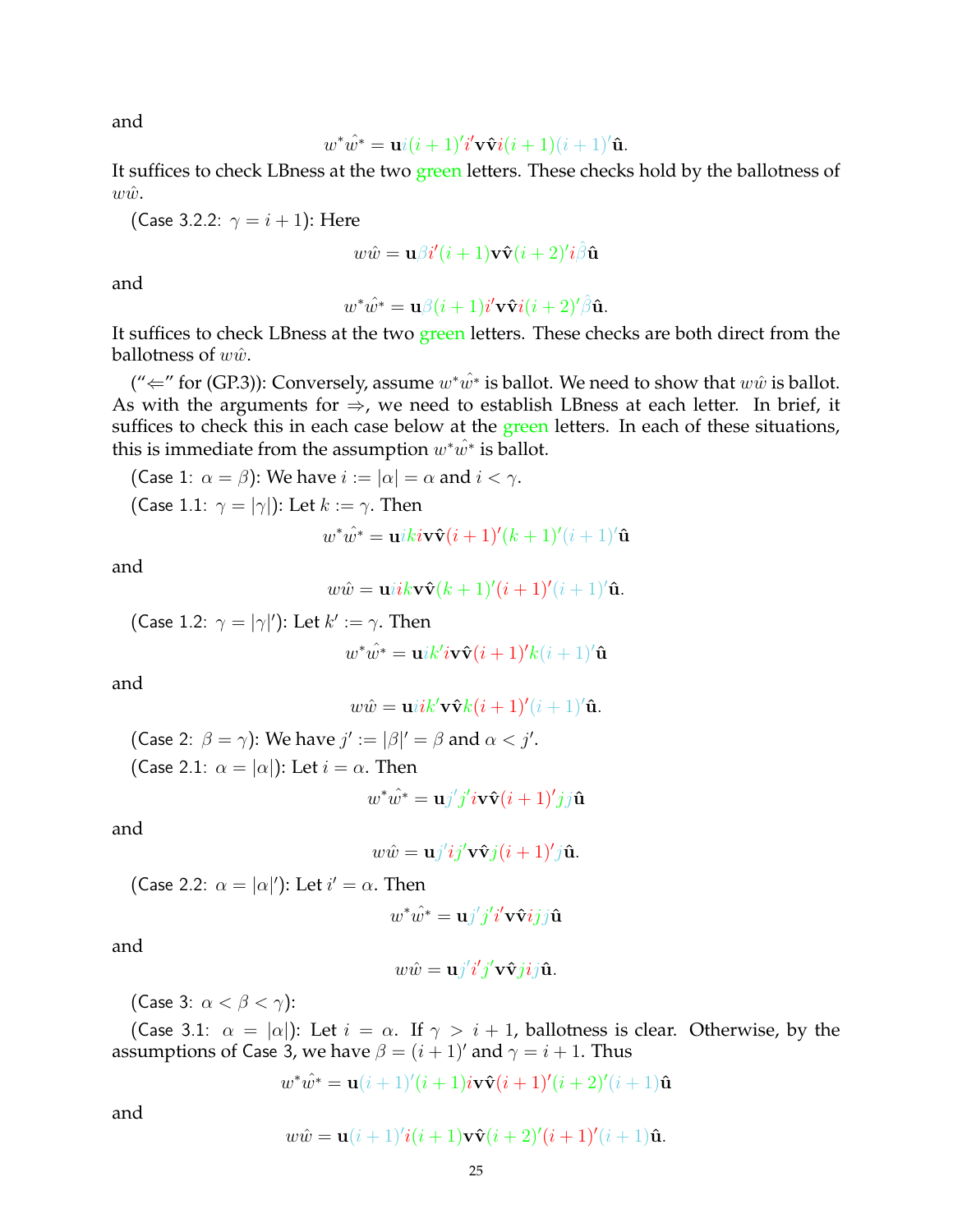and

$$w^*\hat{w^*} = \mathbf{u}i(i+1)'i'\mathbf{v}\hat{\mathbf{v}}i(i+1)(i+1)'\hat{\mathbf{u}}.$$

It suffices to check LBness at the two green letters. These checks hold by the ballotness of $w\hat{w}$.

(Case 3.2.2: $\gamma = i+1$): Here

$$w\hat{w} = \mathbf{u}\beta i'(i+1)\mathbf{v}\hat{\mathbf{v}}(i+2)'i\hat{\beta}\hat{\mathbf{u}}$$

and

$$w^*\hat{w^*} = \mathbf{u}\beta(i+1)i'\mathbf{v}\hat{\mathbf{v}}i(i+2)'\hat{\beta}\hat{\mathbf{u}}.$$

It suffices to check LBness at the two green letters. These checks are both direct from the ballotness of $w\hat{w}$.

("$\Leftarrow$" for (GP.3)): Conversely, assume $w^*\hat{w^*}$ is ballot. We need to show that $w\hat{w}$ is ballot. As with the arguments for $\Rightarrow$, we need to establish LBness at each letter. In brief, it suffices to check this in each case below at the green letters. In each of these situations, this is immediate from the assumption $w^*\hat{w^*}$ is ballot.

(Case 1: $\alpha = \beta$): We have $i := |\alpha| = \alpha$ and $i < \gamma$.

(Case 1.1: $\gamma = |\gamma|$): Let $k := \gamma$. Then

$$w^*\hat{w^*} = \mathbf{u}iki\mathbf{v}\hat{\mathbf{v}}(i+1)'(k+1)'(i+1)'\hat{\mathbf{u}}$$

and

$$w\hat{w} = \mathbf{u}iik\mathbf{v}\hat{\mathbf{v}}(k+1)'(i+1)'(i+1)'\hat{\mathbf{u}}.$$

(Case 1.2: $\gamma = |\gamma|'$): Let $k' := \gamma$. Then

$$w^*\hat{w^*} = \mathbf{u}ik'i\mathbf{v}\hat{\mathbf{v}}(i+1)'k(i+1)'\hat{\mathbf{u}}$$

and

$$w\hat{w} = \mathbf{u}iik'\mathbf{v}\hat{\mathbf{v}}k(i+1)'(i+1)'\hat{\mathbf{u}}.$$

(Case 2: $\beta = \gamma$): We have $j' := |\beta|' = \beta$ and $\alpha < j'$.

(Case 2.1: $\alpha = |\alpha|$): Let $i = \alpha$. Then

$$w^*\hat{w^*} = \mathbf{u}j'j'i\mathbf{v}\hat{\mathbf{v}}(i+1)'jj\hat{\mathbf{u}}$$

and

$$w\hat{w} = \mathbf{u}j'ij'\mathbf{v}\hat{\mathbf{v}}j(i+1)'j\hat{\mathbf{u}}.$$

(Case 2.2: $\alpha = |\alpha|'$): Let $i' = \alpha$. Then

$$w^*\hat{w^*} = \mathbf{u}j'j'i'\mathbf{v}\hat{\mathbf{v}}ijj\hat{\mathbf{u}}$$

and

$$w\hat{w} = \mathbf{u}j'i'j'\mathbf{v}\hat{\mathbf{v}}jij\hat{\mathbf{u}}.$$

(Case 3: $\alpha < \beta < \gamma$):

(Case 3.1: $\alpha = |\alpha|$): Let $i = \alpha$. If $\gamma > i+1$, ballotness is clear. Otherwise, by the assumptions of Case 3, we have $\beta = (i+1)'$ and $\gamma = i+1$. Thus

$$w^*\hat{w^*} = \mathbf{u}(i+1)'(i+1)i\mathbf{v}\hat{\mathbf{v}}(i+1)'(i+2)'(i+1)\hat{\mathbf{u}}$$

and

$$w\hat{w} = \mathbf{u}(i+1)'i(i+1)\mathbf{v}\hat{\mathbf{v}}(i+2)'(i+1)'(i+1)\hat{\mathbf{u}}.$$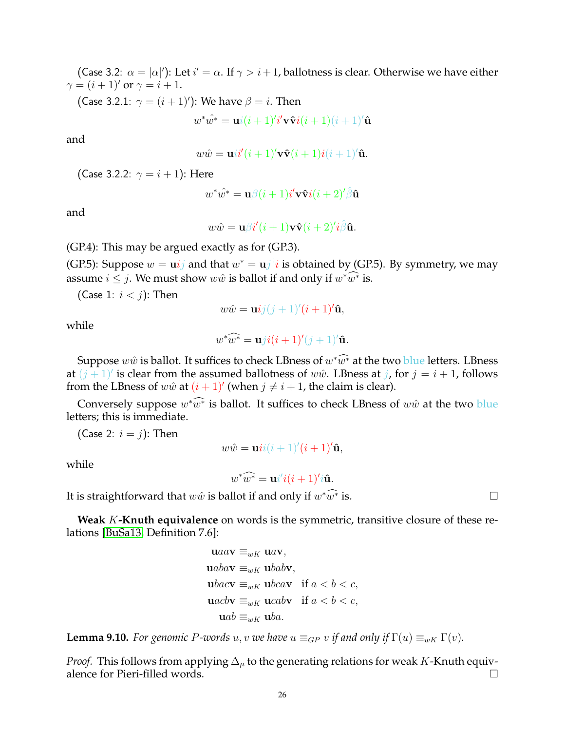(Case 3.2: $\alpha = |\alpha|'$): Let $i' = \alpha$. If $\gamma > i+1$, ballotness is clear. Otherwise we have either $\gamma = (i+1)'$ or $\gamma = i+1$.

(Case 3.2.1: $\gamma = (i+1)'$): We have $\beta = i$. Then

$$w^*\widehat{w^*} = \mathbf{u}i(i+1)'i'\mathbf{v}\hat{\mathbf{v}}i(i+1)(i+1)'\hat{\mathbf{u}}$$

and

$$w\hat{w} = \mathbf{u}ii'(i+1)'\mathbf{v}\hat{\mathbf{v}}(i+1)i(i+1)'\hat{\mathbf{u}}.$$

(Case 3.2.2: $\gamma = i+1$): Here

$$w^*\widehat{w^*} = \mathbf{u}\beta(i+1)i'\mathbf{v}\hat{\mathbf{v}}i(i+2)'\hat{\beta}\hat{\mathbf{u}}$$

and

$$w\hat{w} = \mathbf{u}\beta i'(i+1)\mathbf{v}\hat{\mathbf{v}}(i+2)'i\hat{\beta}\hat{\mathbf{u}}.$$

(GP.4): This may be argued exactly as for (GP.3).

(GP.5): Suppose $w = \mathbf{u}ij$ and that $w^* = \mathbf{u}j^{\dagger}i$ is obtained by (GP.5). By symmetry, we may assume $i \leq j$. We must show $w\hat{w}$ is ballot if and only if $w^*\widehat{w^*}$ is.

(Case 1: $i < j$): Then

$$w\hat{w} = \mathbf{u}ij(j+1)'(i+1)'\hat{\mathbf{u}},$$

while

$$w^*\widehat{w^*} = \mathbf{u}ji(i+1)'(j+1)'\hat{\mathbf{u}}.$$

Suppose $w\hat{w}$ is ballot. It suffices to check LBness of $w^*\widehat{w^*}$ at the two blue letters. LBness at $(j+1)'$ is clear from the assumed ballotness of $w\hat{w}$. LBness at $j$, for $j = i+1$, follows from the LBness of $w\hat{w}$ at $(i+1)'$ (when $j \neq i+1$, the claim is clear).

Conversely suppose $w^*\widehat{w^*}$ is ballot. It suffices to check LBness of $w\hat{w}$ at the two blue letters; this is immediate.

(Case 2: $i = j$): Then

$$w\hat{w} = \mathbf{u}ii(i+1)'(i+1)'\hat{\mathbf{u}},$$

while

$$w^*\widehat{w^*} = \mathbf{u}i'i(i+1)'i\hat{\mathbf{u}}.$$

It is straightforward that $w\hat{w}$ is ballot if and only if $w^*\widehat{w^*}$ is. $\square$

**Weak $K$-Knuth equivalence** on words is the symmetric, transitive closure of these relations [BuSa13, Definition 7.6]:

$$\begin{aligned}
\mathbf{u}aa\mathbf{v} &\equiv_{wK} \mathbf{u}a\mathbf{v}, \\
\mathbf{u}aba\mathbf{v} &\equiv_{wK} \mathbf{u}bab\mathbf{v}, \\
\mathbf{u}bac\mathbf{v} &\equiv_{wK} \mathbf{u}bca\mathbf{v} \quad \text{if } a < b < c, \\
\mathbf{u}acb\mathbf{v} &\equiv_{wK} \mathbf{u}cab\mathbf{v} \quad \text{if } a < b < c, \\
\mathbf{u}ab &\equiv_{wK} \mathbf{u}ba.
\end{aligned}$$

**Lemma 9.10.** *For genomic $P$-words $u, v$ we have $u \equiv_{GP} v$ if and only if $\Gamma(u) \equiv_{wK} \Gamma(v)$.*

*Proof.* This follows from applying $\Delta_\mu$ to the generating relations for weak $K$-Knuth equivalence for Pieri-filled words. $\square$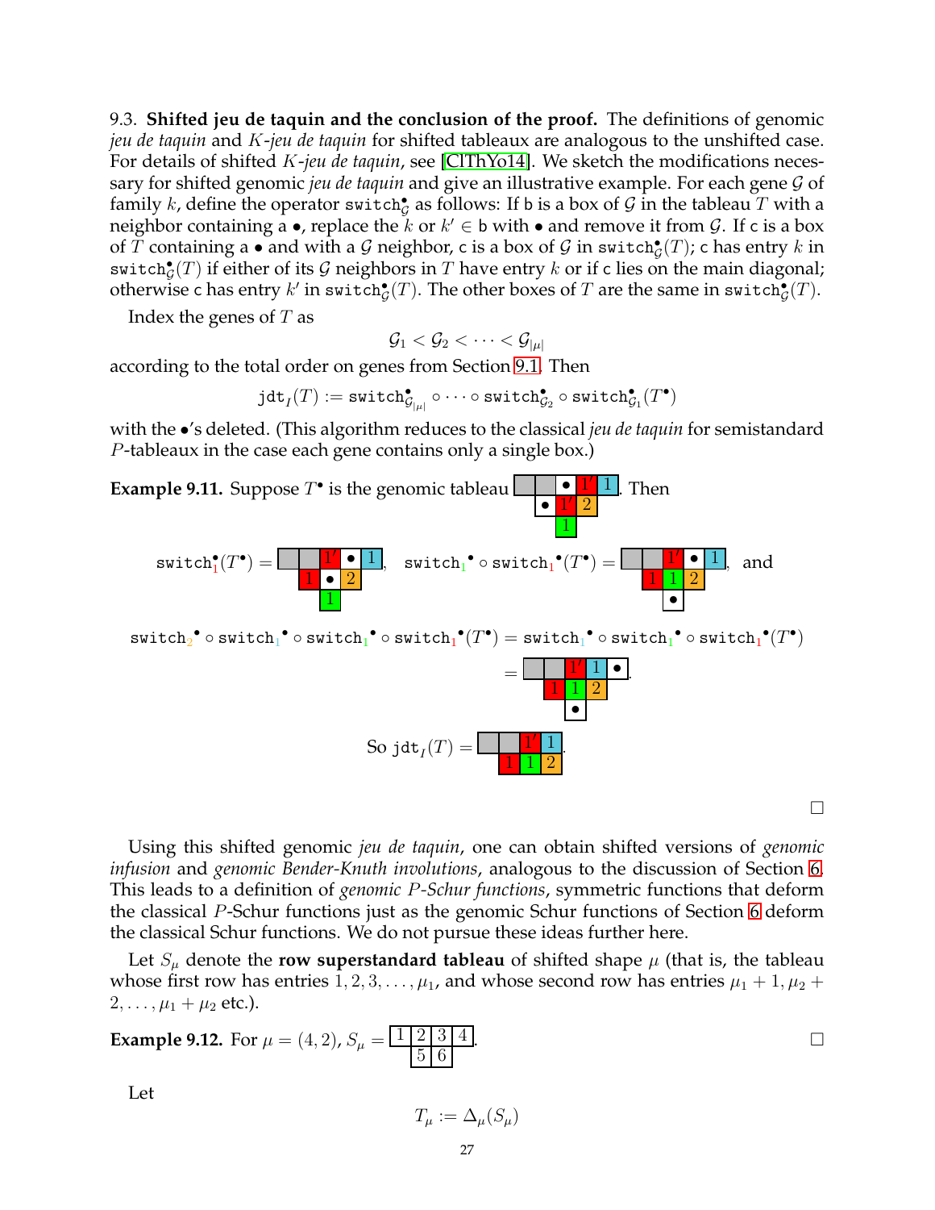9.3. **Shifted jeu de taquin and the conclusion of the proof.** The definitions of genomic *jeu de taquin* and *K-jeu de taquin* for shifted tableaux are analogous to the unshifted case. For details of shifted *K-jeu de taquin*, see [ClThYo14]. We sketch the modifications necessary for shifted genomic *jeu de taquin* and give an illustrative example. For each gene $\mathcal{G}$ of family $k$, define the operator $\texttt{switch}^{\bullet}_{\mathcal{G}}$ as follows: If $\mathsf{b}$ is a box of $\mathcal{G}$ in the tableau $T$ with a neighbor containing a $\bullet$, replace the $k$ or $k' \in \mathsf{b}$ with $\bullet$ and remove it from $\mathcal{G}$. If $\mathsf{c}$ is a box of $T$ containing a $\bullet$ and with a $\mathcal{G}$ neighbor, $\mathsf{c}$ is a box of $\mathcal{G}$ in $\texttt{switch}^{\bullet}_{\mathcal{G}}(T)$; $\mathsf{c}$ has entry $k$ in $\texttt{switch}^{\bullet}_{\mathcal{G}}(T)$ if either of its $\mathcal{G}$ neighbors in $T$ have entry $k$ or if $\mathsf{c}$ lies on the main diagonal; otherwise $\mathsf{c}$ has entry $k'$ in $\texttt{switch}^{\bullet}_{\mathcal{G}}(T)$. The other boxes of $T$ are the same in $\texttt{switch}^{\bullet}_{\mathcal{G}}(T)$.

Index the genes of $T$ as

$$\mathcal{G}_1 < \mathcal{G}_2 < \cdots < \mathcal{G}_{|\mu|}$$

according to the total order on genes from Section 9.1. Then

$$\texttt{jdt}_I(T) := \texttt{switch}^{\bullet}_{\mathcal{G}_{|\mu|}} \circ \cdots \circ \texttt{switch}^{\bullet}_{\mathcal{G}_2} \circ \texttt{switch}^{\bullet}_{\mathcal{G}_1}(T^{\bullet})$$

with the $\bullet$'s deleted. (This algorithm reduces to the classical *jeu de taquin* for semistandard $P$-tableaux in the case each gene contains only a single box.)

**Example 9.11.** Suppose $T^{\bullet}$ is the genomic tableau

| | | | | |
|---|---|---|---|---|
| ■ | ■ | $\bullet$ | $1'$ | $1$ |
| | $\bullet$ | $1'$ | $2$ | |
| | | $1$ | | |

. Then

$\texttt{switch}^{\bullet}_{1}(T^{\bullet}) =$

| | | | | |
|---|---|---|---|---|
| ■ | ■ | $1'$ | $\bullet$ | $1$ |
| | $1$ | $\bullet$ | $2$ | |
| | | $1$ | | |

, $\texttt{switch}^{\bullet}_{1} \circ \texttt{switch}^{\bullet}_{1}(T^{\bullet}) =$

| | | | | |
|---|---|---|---|---|
| ■ | ■ | $1'$ | $\bullet$ | $1$ |
| | $1$ | $1$ | $2$ | |
| | | $\bullet$ | | |

, and

$\texttt{switch}^{\bullet}_{2} \circ \texttt{switch}^{\bullet}_{1} \circ \texttt{switch}^{\bullet}_{1} \circ \texttt{switch}^{\bullet}_{1}(T^{\bullet}) = \texttt{switch}^{\bullet}_{1} \circ \texttt{switch}^{\bullet}_{1} \circ \texttt{switch}^{\bullet}_{1}(T^{\bullet})$

$=$

| | | | | |
|---|---|---|---|---|
| ■ | ■ | $1'$ | $1$ | $\bullet$ |
| | $1$ | $1$ | $2$ | |
| | | $\bullet$ | | |

.

So $\texttt{jdt}_I(T) =$

| | | | |
|---|---|---|---|
| ■ | ■ | $1'$ | $1$ |
| | $1$ | $1$ | $2$ |

. □

Using this shifted genomic *jeu de taquin*, one can obtain shifted versions of *genomic infusion* and *genomic Bender-Knuth involutions*, analogous to the discussion of Section 6. This leads to a definition of *genomic P-Schur functions*, symmetric functions that deform the classical $P$-Schur functions just as the genomic Schur functions of Section 6 deform the classical Schur functions. We do not pursue these ideas further here.

Let $S_\mu$ denote the **row superstandard tableau** of shifted shape $\mu$ (that is, the tableau whose first row has entries $1, 2, 3, \ldots, \mu_1$, and whose second row has entries $\mu_1 + 1, \mu_2 + 2, \ldots, \mu_1 + \mu_2$ etc.).

**Example 9.12.** For $\mu = (4, 2)$, $S_\mu =$

| | | | |
|---|---|---|---|
| 1 | 2 | 3 | 4 |
| | 5 | 6 | |

. □

Let

$$T_\mu := \Delta_\mu(S_\mu)$$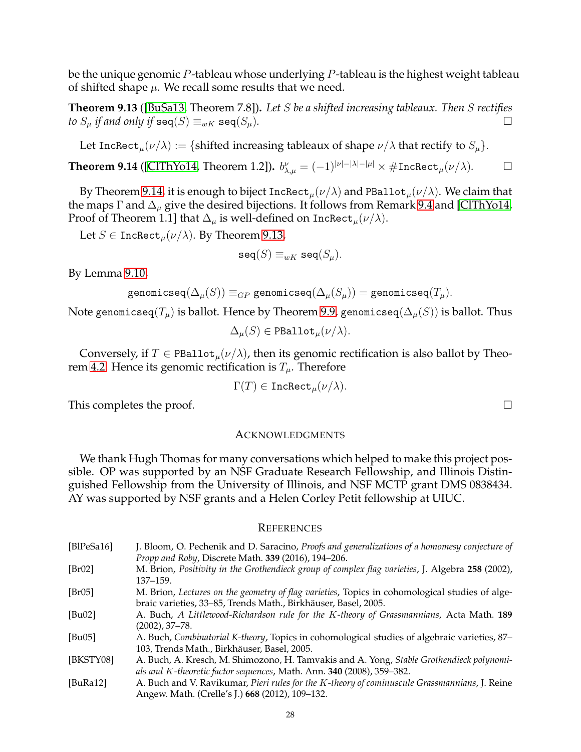be the unique genomic $P$-tableau whose underlying $P$-tableau is the highest weight tableau of shifted shape $\mu$. We recall some results that we need.

**Theorem 9.13** ([BuSa13, Theorem 7.8]). *Let $S$ be a shifted increasing tableaux. Then $S$ rectifies to $S_\mu$ if and only if* $\texttt{seq}(S) \equiv_{wK} \texttt{seq}(S_\mu)$. □

Let $\texttt{IncRect}_\mu(\nu/\lambda) := \{$shifted increasing tableaux of shape $\nu/\lambda$ that rectify to $S_\mu\}$.

**Theorem 9.14** ([ClThYo14, Theorem 1.2]). $b^{\nu}_{\lambda,\mu} = (-1)^{|\nu|-|\lambda|-|\mu|} \times \#\texttt{IncRect}_\mu(\nu/\lambda)$. □

By Theorem 9.14, it is enough to biject $\texttt{IncRect}_\mu(\nu/\lambda)$ and $\texttt{PBallot}_\mu(\nu/\lambda)$. We claim that the maps $\Gamma$ and $\Delta_\mu$ give the desired bijections. It follows from Remark 9.4 and [ClThYo14, Proof of Theorem 1.1] that $\Delta_\mu$ is well-defined on $\texttt{IncRect}_\mu(\nu/\lambda)$.

Let $S \in \texttt{IncRect}_\mu(\nu/\lambda)$. By Theorem 9.13,

$$\texttt{seq}(S) \equiv_{wK} \texttt{seq}(S_\mu).$$

By Lemma 9.10,

$$\texttt{genomicseq}(\Delta_\mu(S)) \equiv_{GP} \texttt{genomicseq}(\Delta_\mu(S_\mu)) = \texttt{genomicseq}(T_\mu).$$

Note $\texttt{genomicseq}(T_\mu)$ is ballot. Hence by Theorem 9.9, $\texttt{genomicseq}(\Delta_\mu(S))$ is ballot. Thus

$$\Delta_\mu(S) \in \texttt{PBallot}_\mu(\nu/\lambda).$$

Conversely, if $T \in \texttt{PBallot}_\mu(\nu/\lambda)$, then its genomic rectification is also ballot by Theorem 4.2. Hence its genomic rectification is $T_\mu$. Therefore

$$\Gamma(T) \in \texttt{IncRect}_\mu(\nu/\lambda).$$

This completes the proof. □

## Acknowledgments

We thank Hugh Thomas for many conversations which helped to make this project possible. OP was supported by an NSF Graduate Research Fellowship, and Illinois Distinguished Fellowship from the University of Illinois, and NSF MCTP grant DMS 0838434. AY was supported by NSF grants and a Helen Corley Petit fellowship at UIUC.

## References

- [BlPeSa16] J. Bloom, O. Pechenik and D. Saracino, *Proofs and generalizations of a homomesy conjecture of Propp and Roby*, Discrete Math. **339** (2016), 194–206.
- [Br02] M. Brion, *Positivity in the Grothendieck group of complex flag varieties*, J. Algebra **258** (2002), 137–159.
- [Br05] M. Brion, *Lectures on the geometry of flag varieties*, Topics in cohomological studies of algebraic varieties, 33–85, Trends Math., Birkhäuser, Basel, 2005.
- [Bu02] A. Buch, *A Littlewood-Richardson rule for the K-theory of Grassmannians*, Acta Math. **189** (2002), 37–78.
- [Bu05] A. Buch, *Combinatorial K-theory*, Topics in cohomological studies of algebraic varieties, 87–103, Trends Math., Birkhäuser, Basel, 2005.
- [BKSTY08] A. Buch, A. Kresch, M. Shimozono, H. Tamvakis and A. Yong, *Stable Grothendieck polynomials and K-theoretic factor sequences*, Math. Ann. **340** (2008), 359–382.
- [BuRa12] A. Buch and V. Ravikumar, *Pieri rules for the K-theory of cominuscule Grassmannians*, J. Reine Angew. Math. (Crelle's J.) **668** (2012), 109–132.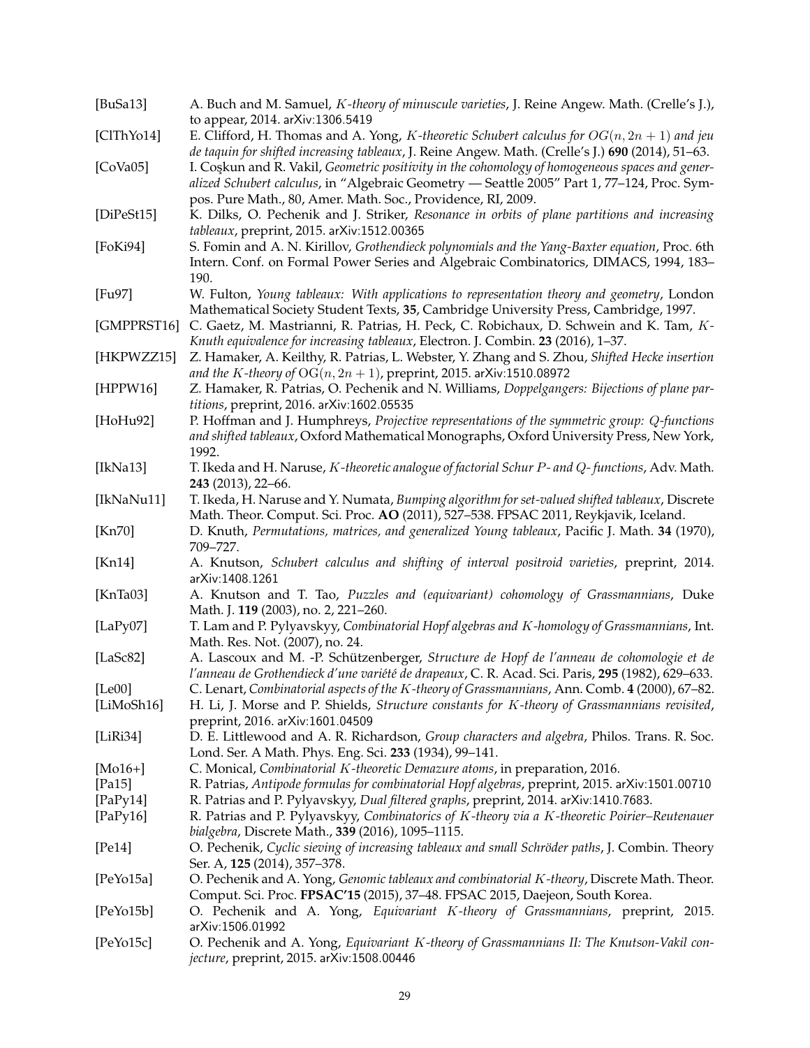[BuSa13] A. Buch and M. Samuel, *$K$-theory of minuscule varieties*, J. Reine Angew. Math. (Crelle's J.), to appear, 2014. arXiv:1306.5419

[ClThYo14] E. Clifford, H. Thomas and A. Yong, *$K$-theoretic Schubert calculus for $OG(n, 2n+1)$ and jeu de taquin for shifted increasing tableaux*, J. Reine Angew. Math. (Crelle's J.) **690** (2014), 51–63.

[CoVa05] I. Coşkun and R. Vakil, *Geometric positivity in the cohomology of homogeneous spaces and generalized Schubert calculus*, in "Algebraic Geometry — Seattle 2005" Part 1, 77–124, Proc. Sympos. Pure Math., 80, Amer. Math. Soc., Providence, RI, 2009.

[DiPeSt15] K. Dilks, O. Pechenik and J. Striker, *Resonance in orbits of plane partitions and increasing tableaux*, preprint, 2015. arXiv:1512.00365

[FoKi94] S. Fomin and A. N. Kirillov, *Grothendieck polynomials and the Yang-Baxter equation*, Proc. 6th Intern. Conf. on Formal Power Series and Algebraic Combinatorics, DIMACS, 1994, 183–190.

[Fu97] W. Fulton, *Young tableaux: With applications to representation theory and geometry*, London Mathematical Society Student Texts, **35**, Cambridge University Press, Cambridge, 1997.

[GMPPRST16] C. Gaetz, M. Mastrianni, R. Patrias, H. Peck, C. Robichaux, D. Schwein and K. Tam, *$K$-Knuth equivalence for increasing tableaux*, Electron. J. Combin. **23** (2016), 1–37.

[HKPWZZ15] Z. Hamaker, A. Keilthy, R. Patrias, L. Webster, Y. Zhang and S. Zhou, *Shifted Hecke insertion and the $K$-theory of $\mathrm{OG}(n, 2n+1)$*, preprint, 2015. arXiv:1510.08972

[HPPW16] Z. Hamaker, R. Patrias, O. Pechenik and N. Williams, *Doppelgangers: Bijections of plane partitions*, preprint, 2016. arXiv:1602.05535

[HoHu92] P. Hoffman and J. Humphreys, *Projective representations of the symmetric group: $Q$-functions and shifted tableaux*, Oxford Mathematical Monographs, Oxford University Press, New York, 1992.

[IkNa13] T. Ikeda and H. Naruse, *$K$-theoretic analogue of factorial Schur $P$- and $Q$- functions*, Adv. Math. **243** (2013), 22–66.

[IkNaNu11] T. Ikeda, H. Naruse and Y. Numata, *Bumping algorithm for set-valued shifted tableaux*, Discrete Math. Theor. Comput. Sci. Proc. **AO** (2011), 527–538. FPSAC 2011, Reykjavik, Iceland.

[Kn70] D. Knuth, *Permutations, matrices, and generalized Young tableaux*, Pacific J. Math. **34** (1970), 709–727.

[Kn14] A. Knutson, *Schubert calculus and shifting of interval positroid varieties*, preprint, 2014. arXiv:1408.1261

[KnTa03] A. Knutson and T. Tao, *Puzzles and (equivariant) cohomology of Grassmannians*, Duke Math. J. **119** (2003), no. 2, 221–260.

[LaPy07] T. Lam and P. Pylyavskyy, *Combinatorial Hopf algebras and $K$-homology of Grassmannians*, Int. Math. Res. Not. (2007), no. 24.

[LaSc82] A. Lascoux and M. -P. Schützenberger, *Structure de Hopf de l'anneau de cohomologie et de l'anneau de Grothendieck d'une variété de drapeaux*, C. R. Acad. Sci. Paris, **295** (1982), 629–633.

[Le00] C. Lenart, *Combinatorial aspects of the $K$-theory of Grassmannians*, Ann. Comb. **4** (2000), 67–82.

[LiMoSh16] H. Li, J. Morse and P. Shields, *Structure constants for $K$-theory of Grassmannians revisited*, preprint, 2016. arXiv:1601.04509

[LiRi34] D. E. Littlewood and A. R. Richardson, *Group characters and algebra*, Philos. Trans. R. Soc. Lond. Ser. A Math. Phys. Eng. Sci. **233** (1934), 99–141.

[Mo16+] C. Monical, *Combinatorial $K$-theoretic Demazure atoms*, in preparation, 2016.

[Pa15] R. Patrias, *Antipode formulas for combinatorial Hopf algebras*, preprint, 2015. arXiv:1501.00710

[PaPy14] R. Patrias and P. Pylyavskyy, *Dual filtered graphs*, preprint, 2014. arXiv:1410.7683.

[PaPy16] R. Patrias and P. Pylyavskyy, *Combinatorics of $K$-theory via a $K$-theoretic Poirier–Reutenauer bialgebra*, Discrete Math., **339** (2016), 1095–1115.

[Pe14] O. Pechenik, *Cyclic sieving of increasing tableaux and small Schröder paths*, J. Combin. Theory Ser. A, **125** (2014), 357–378.

[PeYo15a] O. Pechenik and A. Yong, *Genomic tableaux and combinatorial $K$-theory*, Discrete Math. Theor. Comput. Sci. Proc. **FPSAC'15** (2015), 37–48. FPSAC 2015, Daejeon, South Korea.

[PeYo15b] O. Pechenik and A. Yong, *Equivariant $K$-theory of Grassmannians*, preprint, 2015. arXiv:1506.01992

[PeYo15c] O. Pechenik and A. Yong, *Equivariant $K$-theory of Grassmannians II: The Knutson-Vakil conjecture*, preprint, 2015. arXiv:1508.00446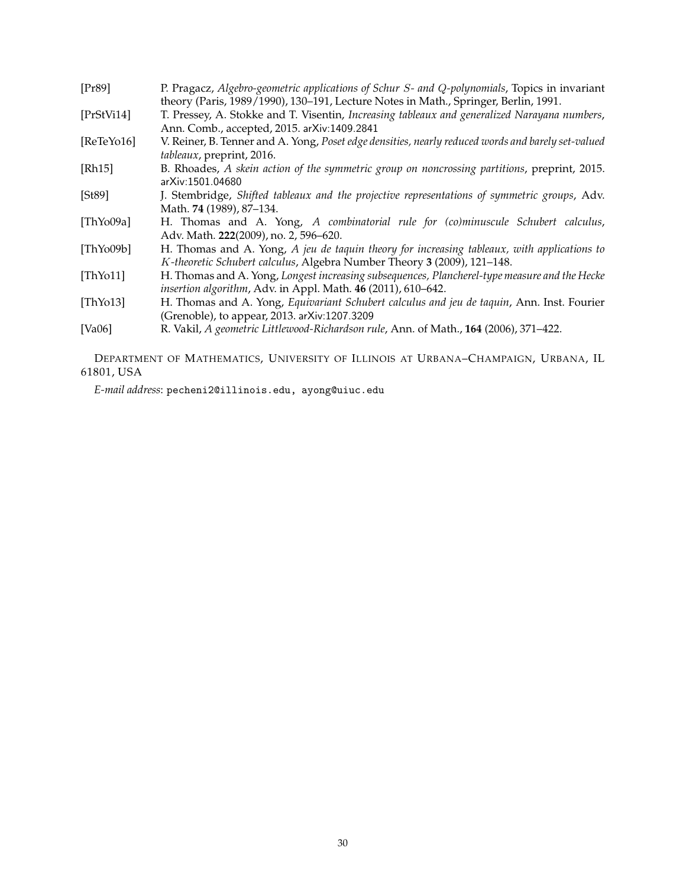[Pr89] P. Pragacz, *Algebro-geometric applications of Schur $S$- and $Q$-polynomials*, Topics in invariant theory (Paris, 1989/1990), 130–191, Lecture Notes in Math., Springer, Berlin, 1991.

[PrStVi14] T. Pressey, A. Stokke and T. Visentin, *Increasing tableaux and generalized Narayana numbers*, Ann. Comb., accepted, 2015. arXiv:1409.2841

[ReTeYo16] V. Reiner, B. Tenner and A. Yong, *Poset edge densities, nearly reduced words and barely set-valued tableaux*, preprint, 2016.

[Rh15] B. Rhoades, *A skein action of the symmetric group on noncrossing partitions*, preprint, 2015. arXiv:1501.04680

[St89] J. Stembridge, *Shifted tableaux and the projective representations of symmetric groups*, Adv. Math. **74** (1989), 87–134.

[ThYo09a] H. Thomas and A. Yong, *A combinatorial rule for (co)minuscule Schubert calculus*, Adv. Math. **222**(2009), no. 2, 596–620.

[ThYo09b] H. Thomas and A. Yong, *A jeu de taquin theory for increasing tableaux, with applications to $K$-theoretic Schubert calculus*, Algebra Number Theory **3** (2009), 121–148.

[ThYo11] H. Thomas and A. Yong, *Longest increasing subsequences, Plancherel-type measure and the Hecke insertion algorithm*, Adv. in Appl. Math. **46** (2011), 610–642.

[ThYo13] H. Thomas and A. Yong, *Equivariant Schubert calculus and jeu de taquin*, Ann. Inst. Fourier (Grenoble), to appear, 2013. arXiv:1207.3209

[Va06] R. Vakil, *A geometric Littlewood-Richardson rule*, Ann. of Math., **164** (2006), 371–422.

DEPARTMENT OF MATHEMATICS, UNIVERSITY OF ILLINOIS AT URBANA–CHAMPAIGN, URBANA, IL 61801, USA

*E-mail address*: pecheni2@illinois.edu, ayong@uiuc.edu